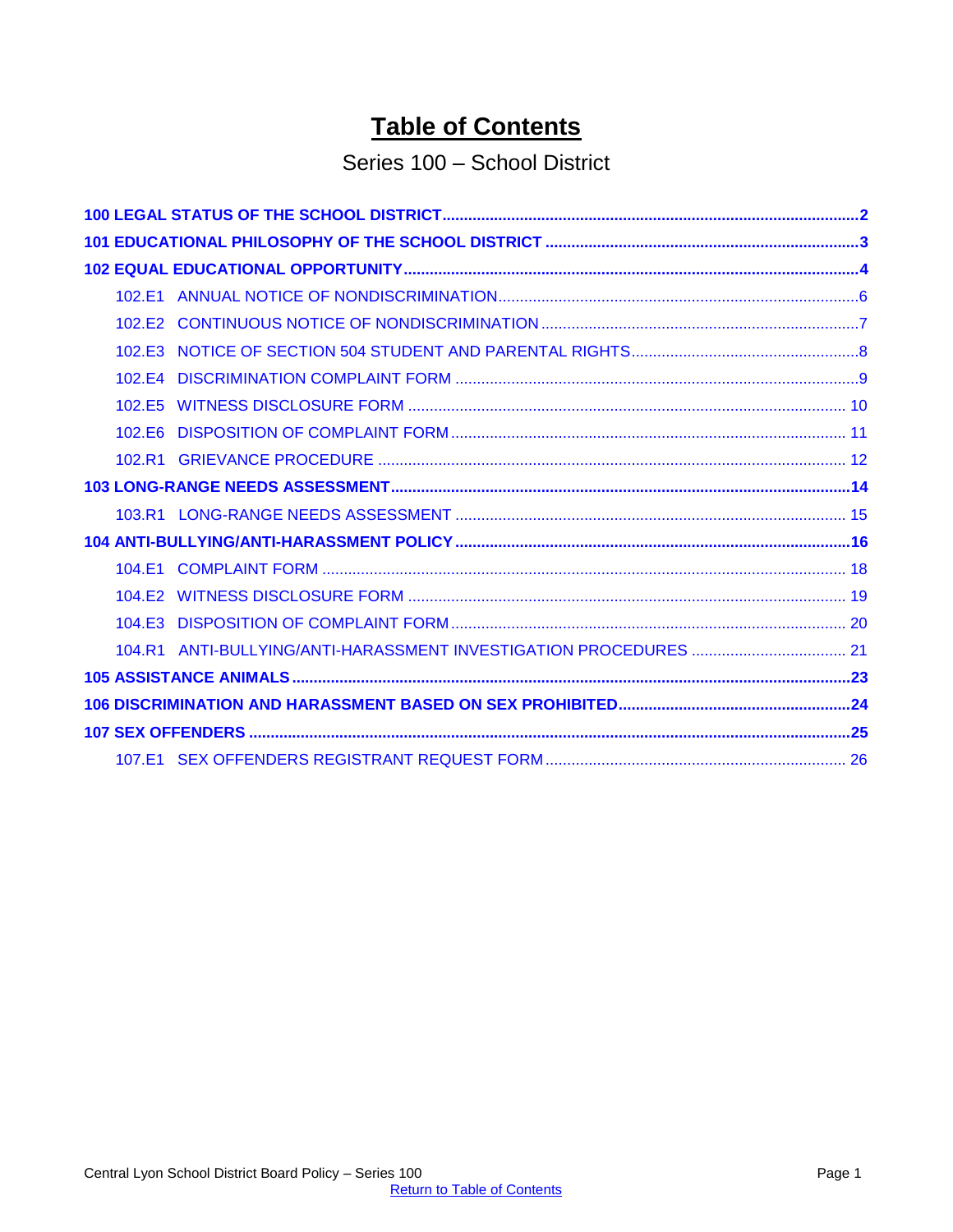# Table of Contents

## Series 100 – School District

**100 LEGAL STATUS OF THE SCHOOL DISTRICT** ....... **2**

**101 EDUCATIONAL PHILOSOPHY OF THE SCHOOL DISTRICT** ....... **3**

**102 EQUAL EDUCATIONAL OPPORTUNITY** ....... **4**

- 102.E1 ANNUAL NOTICE OF NONDISCRIMINATION ....... 6
- 102.E2 CONTINUOUS NOTICE OF NONDISCRIMINATION ....... 7
- 102.E3 NOTICE OF SECTION 504 STUDENT AND PARENTAL RIGHTS ....... 8
- 102.E4 DISCRIMINATION COMPLAINT FORM ....... 9
- 102.E5 WITNESS DISCLOSURE FORM ....... 10
- 102.E6 DISPOSITION OF COMPLAINT FORM ....... 11
- 102.R1 GRIEVANCE PROCEDURE ....... 12

**103 LONG-RANGE NEEDS ASSESSMENT** ....... **14**

- 103.R1 LONG-RANGE NEEDS ASSESSMENT ....... 15

**104 ANTI-BULLYING/ANTI-HARASSMENT POLICY** ....... **16**

- 104.E1 COMPLAINT FORM ....... 18
- 104.E2 WITNESS DISCLOSURE FORM ....... 19
- 104.E3 DISPOSITION OF COMPLAINT FORM ....... 20
- 104.R1 ANTI-BULLYING/ANTI-HARASSMENT INVESTIGATION PROCEDURES ....... 21

**105 ASSISTANCE ANIMALS** ....... **23**

**106 DISCRIMINATION AND HARASSMENT BASED ON SEX PROHIBITED** ....... **24**

**107 SEX OFFENDERS** ....... **25**

- 107.E1 SEX OFFENDERS REGISTRANT REQUEST FORM ....... 26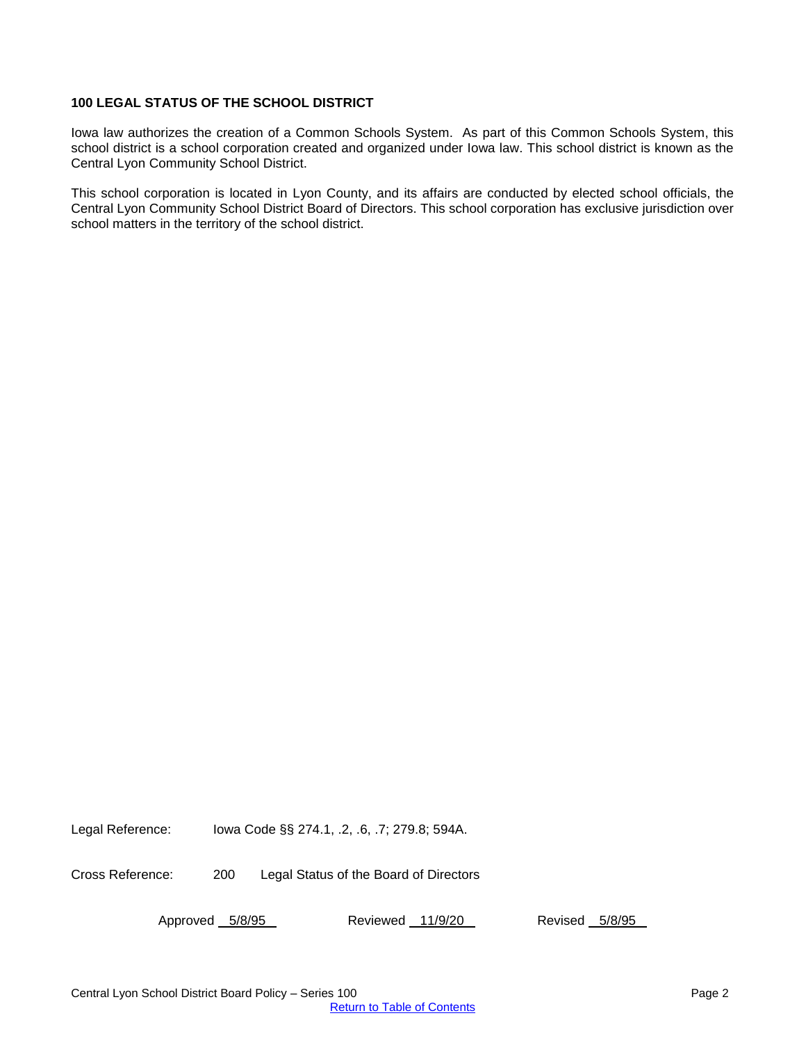# 100 LEGAL STATUS OF THE SCHOOL DISTRICT

Iowa law authorizes the creation of a Common Schools System. As part of this Common Schools System, this school district is a school corporation created and organized under Iowa law. This school district is known as the Central Lyon Community School District.

This school corporation is located in Lyon County, and its affairs are conducted by elected school officials, the Central Lyon Community School District Board of Directors. This school corporation has exclusive jurisdiction over school matters in the territory of the school district.

Legal Reference: Iowa Code §§ 274.1, .2, .6, .7; 279.8; 594A.

Cross Reference: 200 Legal Status of the Board of Directors

Approved 5/8/95 Reviewed 11/9/20 Revised 5/8/95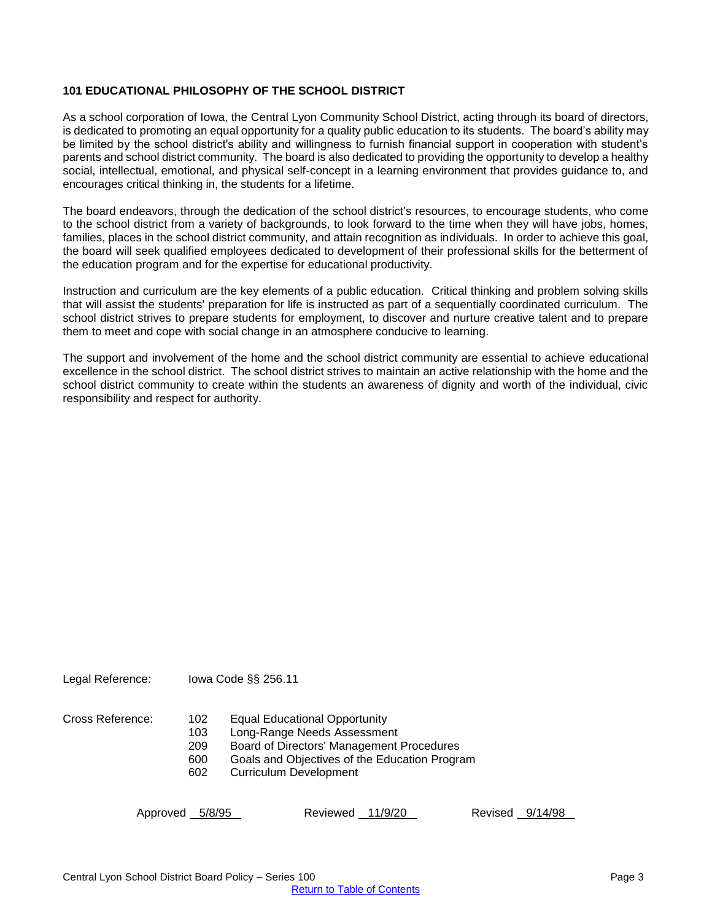### 101 EDUCATIONAL PHILOSOPHY OF THE SCHOOL DISTRICT

As a school corporation of Iowa, the Central Lyon Community School District, acting through its board of directors, is dedicated to promoting an equal opportunity for a quality public education to its students. The board's ability may be limited by the school district's ability and willingness to furnish financial support in cooperation with student's parents and school district community. The board is also dedicated to providing the opportunity to develop a healthy social, intellectual, emotional, and physical self-concept in a learning environment that provides guidance to, and encourages critical thinking in, the students for a lifetime.

The board endeavors, through the dedication of the school district's resources, to encourage students, who come to the school district from a variety of backgrounds, to look forward to the time when they will have jobs, homes, families, places in the school district community, and attain recognition as individuals. In order to achieve this goal, the board will seek qualified employees dedicated to development of their professional skills for the betterment of the education program and for the expertise for educational productivity.

Instruction and curriculum are the key elements of a public education. Critical thinking and problem solving skills that will assist the students' preparation for life is instructed as part of a sequentially coordinated curriculum. The school district strives to prepare students for employment, to discover and nurture creative talent and to prepare them to meet and cope with social change in an atmosphere conducive to learning.

The support and involvement of the home and the school district community are essential to achieve educational excellence in the school district. The school district strives to maintain an active relationship with the home and the school district community to create within the students an awareness of dignity and worth of the individual, civic responsibility and respect for authority.

Legal Reference: Iowa Code §§ 256.11

Cross Reference:
- 102 Equal Educational Opportunity
- 103 Long-Range Needs Assessment
- 209 Board of Directors' Management Procedures
- 600 Goals and Objectives of the Education Program
- 602 Curriculum Development

Approved 5/8/95 Reviewed 11/9/20 Revised 9/14/98

[Return to Table of Contents]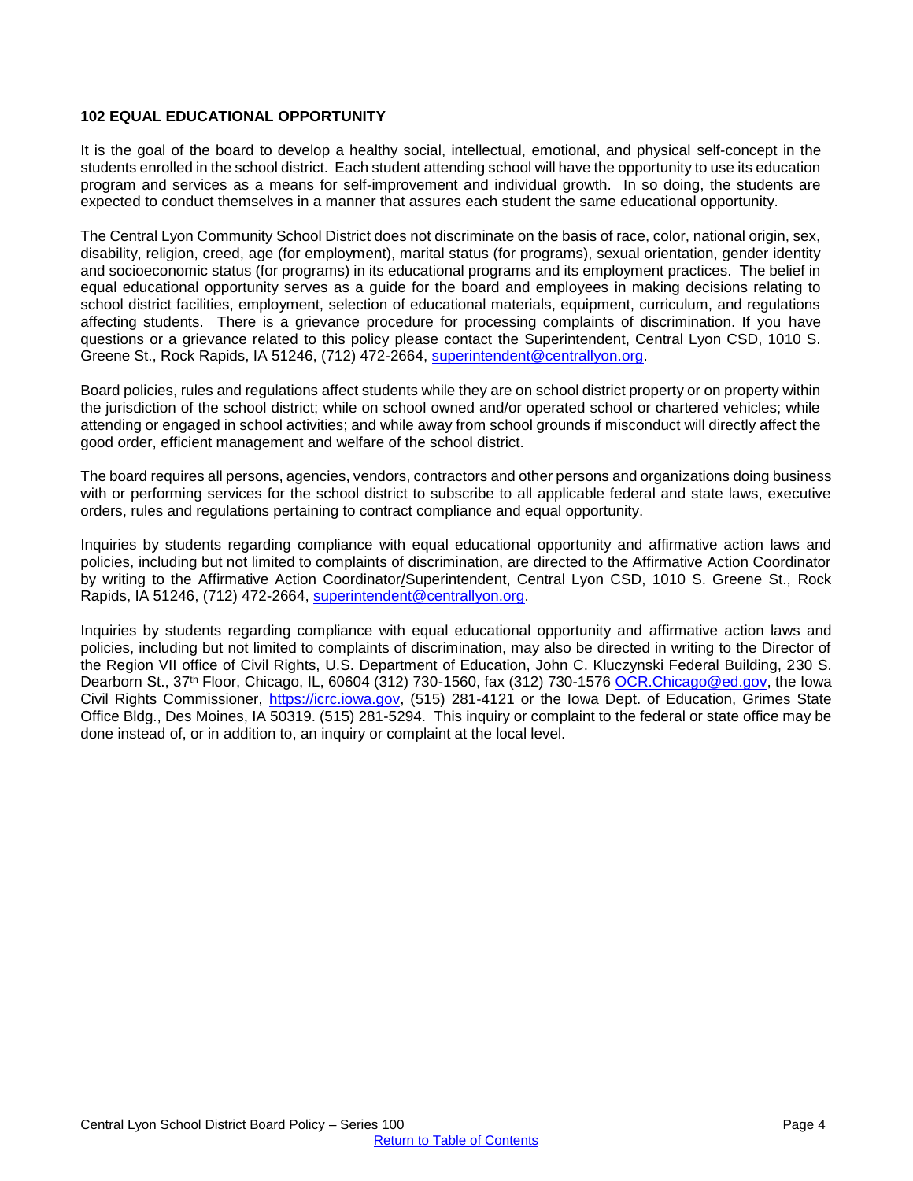**102 EQUAL EDUCATIONAL OPPORTUNITY**

It is the goal of the board to develop a healthy social, intellectual, emotional, and physical self-concept in the students enrolled in the school district. Each student attending school will have the opportunity to use its education program and services as a means for self-improvement and individual growth. In so doing, the students are expected to conduct themselves in a manner that assures each student the same educational opportunity.

The Central Lyon Community School District does not discriminate on the basis of race, color, national origin, sex, disability, religion, creed, age (for employment), marital status (for programs), sexual orientation, gender identity and socioeconomic status (for programs) in its educational programs and its employment practices. The belief in equal educational opportunity serves as a guide for the board and employees in making decisions relating to school district facilities, employment, selection of educational materials, equipment, curriculum, and regulations affecting students. There is a grievance procedure for processing complaints of discrimination. If you have questions or a grievance related to this policy please contact the Superintendent, Central Lyon CSD, 1010 S. Greene St., Rock Rapids, IA 51246, (712) 472-2664, superintendent@centrallyon.org.

Board policies, rules and regulations affect students while they are on school district property or on property within the jurisdiction of the school district; while on school owned and/or operated school or chartered vehicles; while attending or engaged in school activities; and while away from school grounds if misconduct will directly affect the good order, efficient management and welfare of the school district.

The board requires all persons, agencies, vendors, contractors and other persons and organizations doing business with or performing services for the school district to subscribe to all applicable federal and state laws, executive orders, rules and regulations pertaining to contract compliance and equal opportunity.

Inquiries by students regarding compliance with equal educational opportunity and affirmative action laws and policies, including but not limited to complaints of discrimination, are directed to the Affirmative Action Coordinator by writing to the Affirmative Action Coordinator/Superintendent, Central Lyon CSD, 1010 S. Greene St., Rock Rapids, IA 51246, (712) 472-2664, superintendent@centrallyon.org.

Inquiries by students regarding compliance with equal educational opportunity and affirmative action laws and policies, including but not limited to complaints of discrimination, may also be directed in writing to the Director of the Region VII office of Civil Rights, U.S. Department of Education, John C. Kluczynski Federal Building, 230 S. Dearborn St., 37th Floor, Chicago, IL, 60604 (312) 730-1560, fax (312) 730-1576 OCR.Chicago@ed.gov, the Iowa Civil Rights Commissioner, https://icrc.iowa.gov, (515) 281-4121 or the Iowa Dept. of Education, Grimes State Office Bldg., Des Moines, IA 50319. (515) 281-5294. This inquiry or complaint to the federal or state office may be done instead of, or in addition to, an inquiry or complaint at the local level.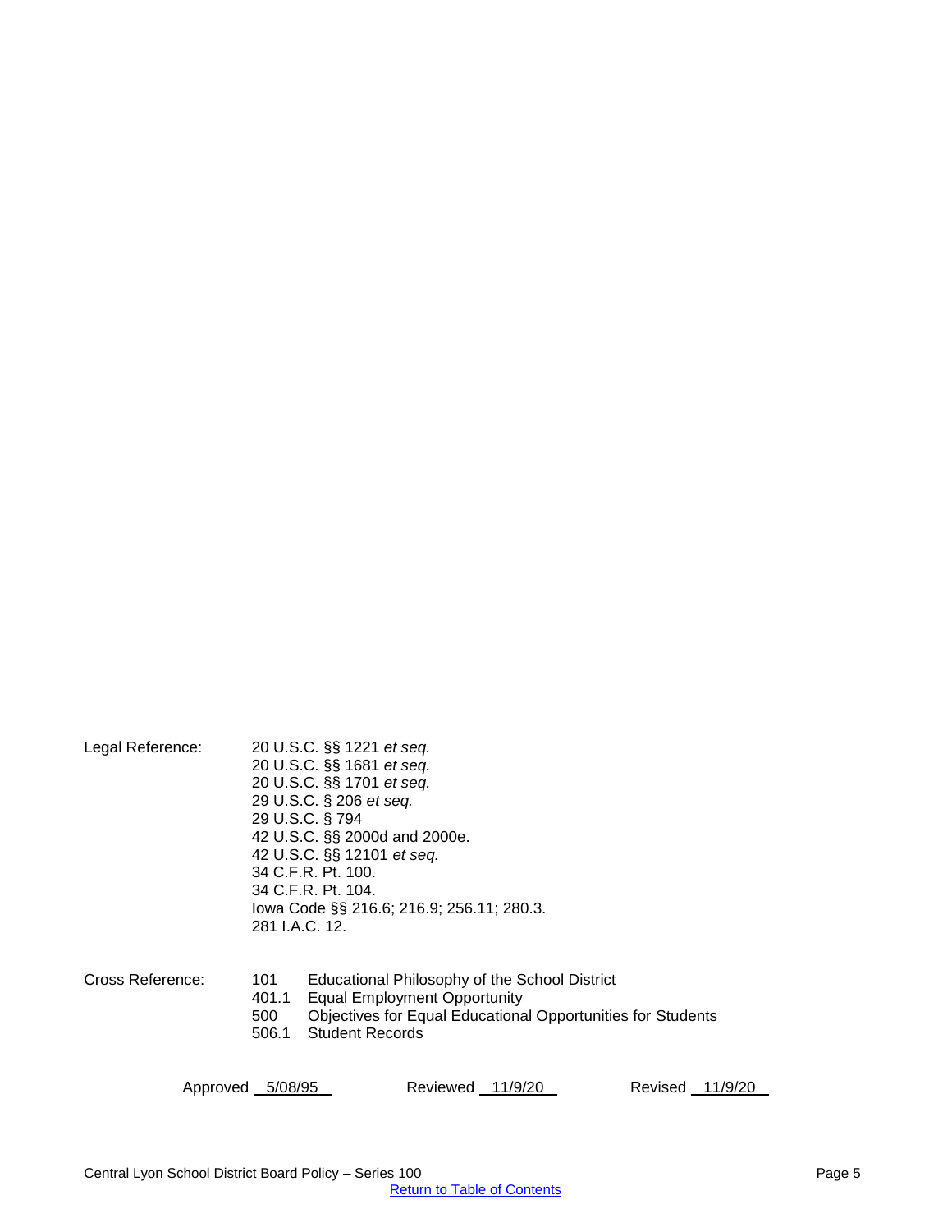Legal Reference:

20 U.S.C. §§ 1221 *et seq.*
20 U.S.C. §§ 1681 *et seq.*
20 U.S.C. §§ 1701 *et seq.*
29 U.S.C. § 206 *et seq.*
29 U.S.C. § 794
42 U.S.C. §§ 2000d and 2000e.
42 U.S.C. §§ 12101 *et seq.*
34 C.F.R. Pt. 100.
34 C.F.R. Pt. 104.
Iowa Code §§ 216.6; 216.9; 256.11; 280.3.
281 I.A.C. 12.

Cross Reference:

| | |
|---|---|
| 101 | Educational Philosophy of the School District |
| 401.1 | Equal Employment Opportunity |
| 500 | Objectives for Equal Educational Opportunities for Students |
| 506.1 | Student Records |

Approved 5/08/95 Reviewed 11/9/20 Revised 11/9/20

Return to Table of Contents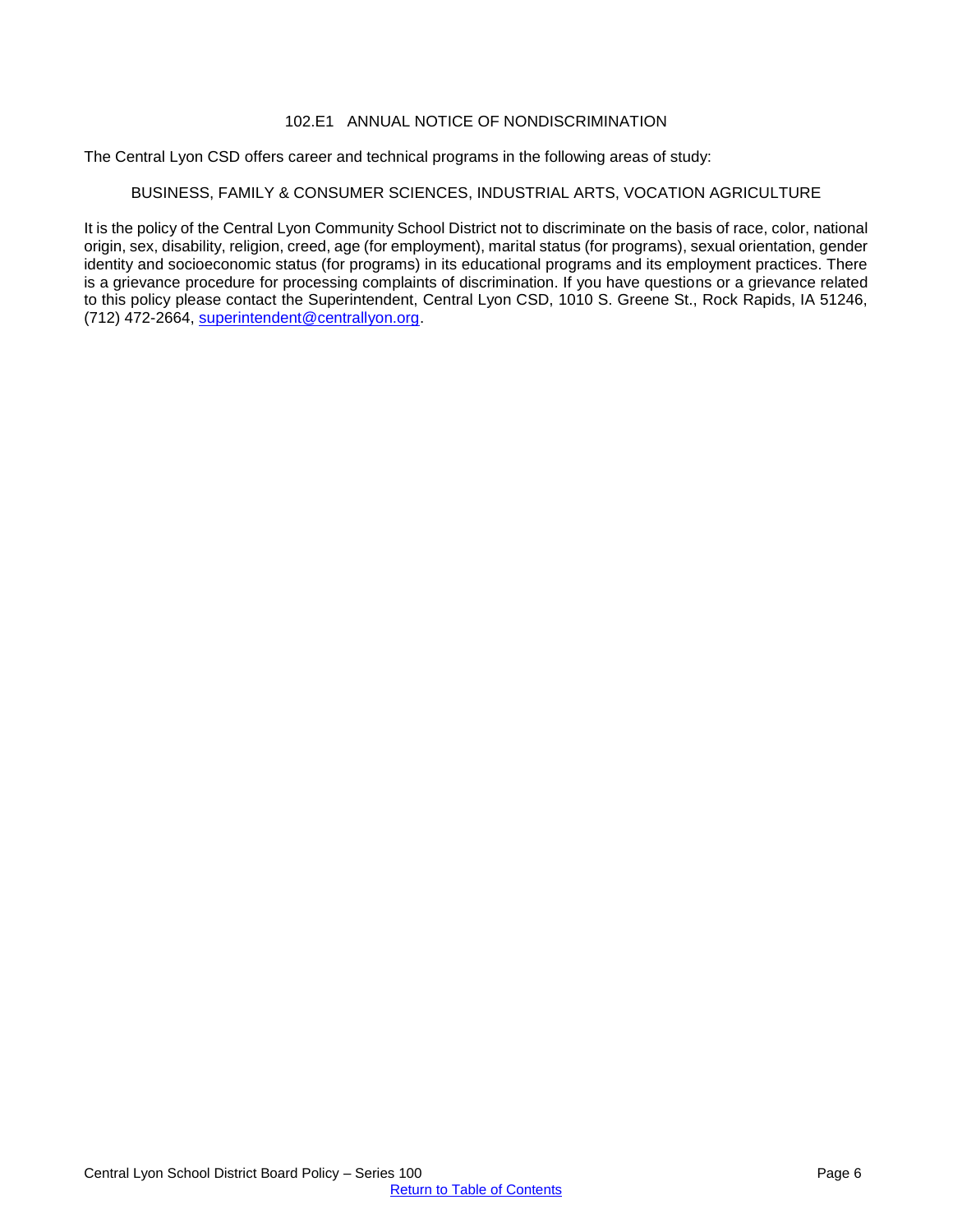# 102.E1 ANNUAL NOTICE OF NONDISCRIMINATION

The Central Lyon CSD offers career and technical programs in the following areas of study:

BUSINESS, FAMILY & CONSUMER SCIENCES, INDUSTRIAL ARTS, VOCATION AGRICULTURE

It is the policy of the Central Lyon Community School District not to discriminate on the basis of race, color, national origin, sex, disability, religion, creed, age (for employment), marital status (for programs), sexual orientation, gender identity and socioeconomic status (for programs) in its educational programs and its employment practices. There is a grievance procedure for processing complaints of discrimination. If you have questions or a grievance related to this policy please contact the Superintendent, Central Lyon CSD, 1010 S. Greene St., Rock Rapids, IA 51246, (712) 472-2664, superintendent@centrallyon.org.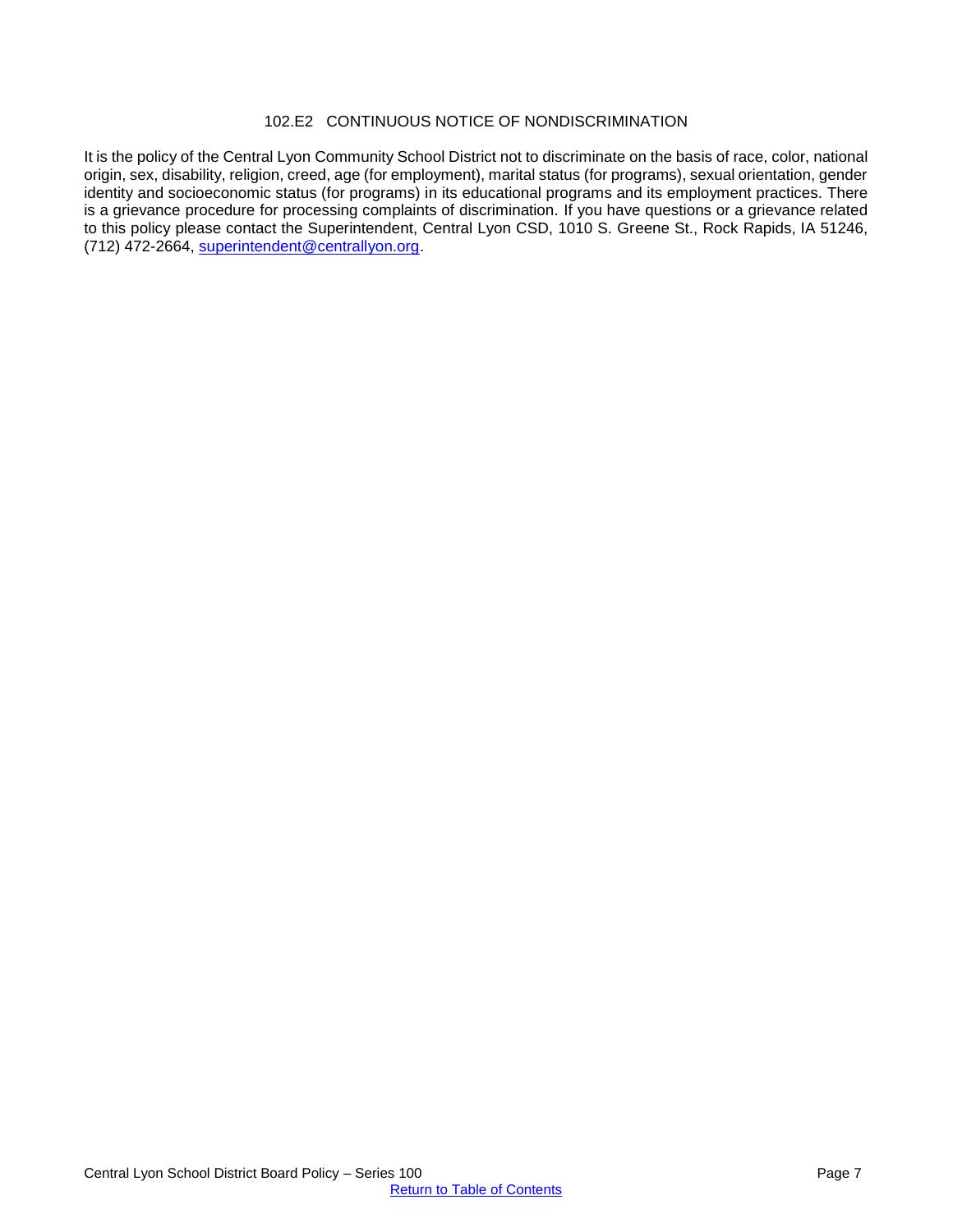# 102.E2 CONTINUOUS NOTICE OF NONDISCRIMINATION

It is the policy of the Central Lyon Community School District not to discriminate on the basis of race, color, national origin, sex, disability, religion, creed, age (for employment), marital status (for programs), sexual orientation, gender identity and socioeconomic status (for programs) in its educational programs and its employment practices. There is a grievance procedure for processing complaints of discrimination. If you have questions or a grievance related to this policy please contact the Superintendent, Central Lyon CSD, 1010 S. Greene St., Rock Rapids, IA 51246, (712) 472-2664, superintendent@centrallyon.org.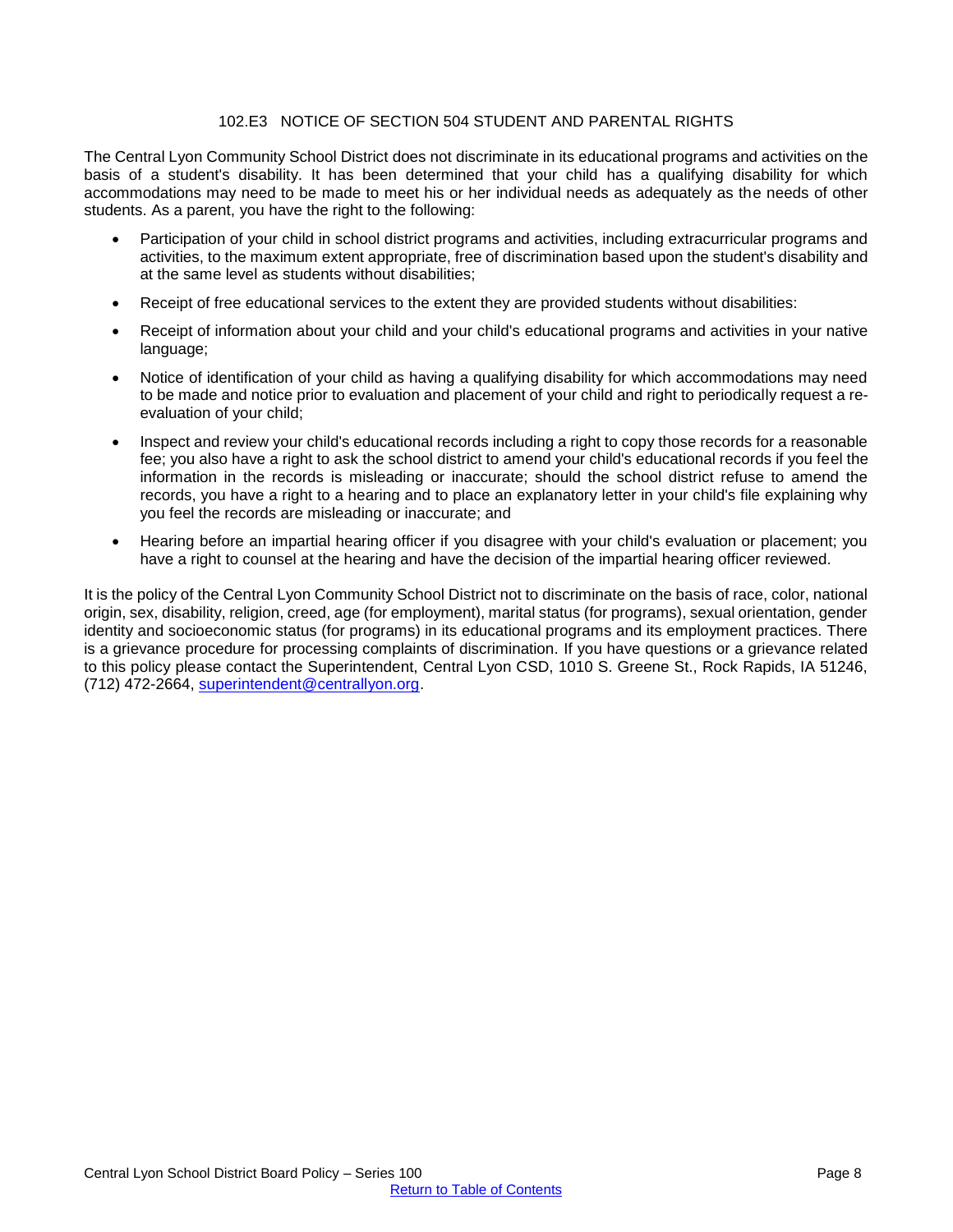## 102.E3 NOTICE OF SECTION 504 STUDENT AND PARENTAL RIGHTS

The Central Lyon Community School District does not discriminate in its educational programs and activities on the basis of a student's disability. It has been determined that your child has a qualifying disability for which accommodations may need to be made to meet his or her individual needs as adequately as the needs of other students. As a parent, you have the right to the following:

- Participation of your child in school district programs and activities, including extracurricular programs and activities, to the maximum extent appropriate, free of discrimination based upon the student's disability and at the same level as students without disabilities;
- Receipt of free educational services to the extent they are provided students without disabilities:
- Receipt of information about your child and your child's educational programs and activities in your native language;
- Notice of identification of your child as having a qualifying disability for which accommodations may need to be made and notice prior to evaluation and placement of your child and right to periodically request a re-evaluation of your child;
- Inspect and review your child's educational records including a right to copy those records for a reasonable fee; you also have a right to ask the school district to amend your child's educational records if you feel the information in the records is misleading or inaccurate; should the school district refuse to amend the records, you have a right to a hearing and to place an explanatory letter in your child's file explaining why you feel the records are misleading or inaccurate; and
- Hearing before an impartial hearing officer if you disagree with your child's evaluation or placement; you have a right to counsel at the hearing and have the decision of the impartial hearing officer reviewed.

It is the policy of the Central Lyon Community School District not to discriminate on the basis of race, color, national origin, sex, disability, religion, creed, age (for employment), marital status (for programs), sexual orientation, gender identity and socioeconomic status (for programs) in its educational programs and its employment practices. There is a grievance procedure for processing complaints of discrimination. If you have questions or a grievance related to this policy please contact the Superintendent, Central Lyon CSD, 1010 S. Greene St., Rock Rapids, IA 51246, (712) 472-2664, superintendent@centrallyon.org.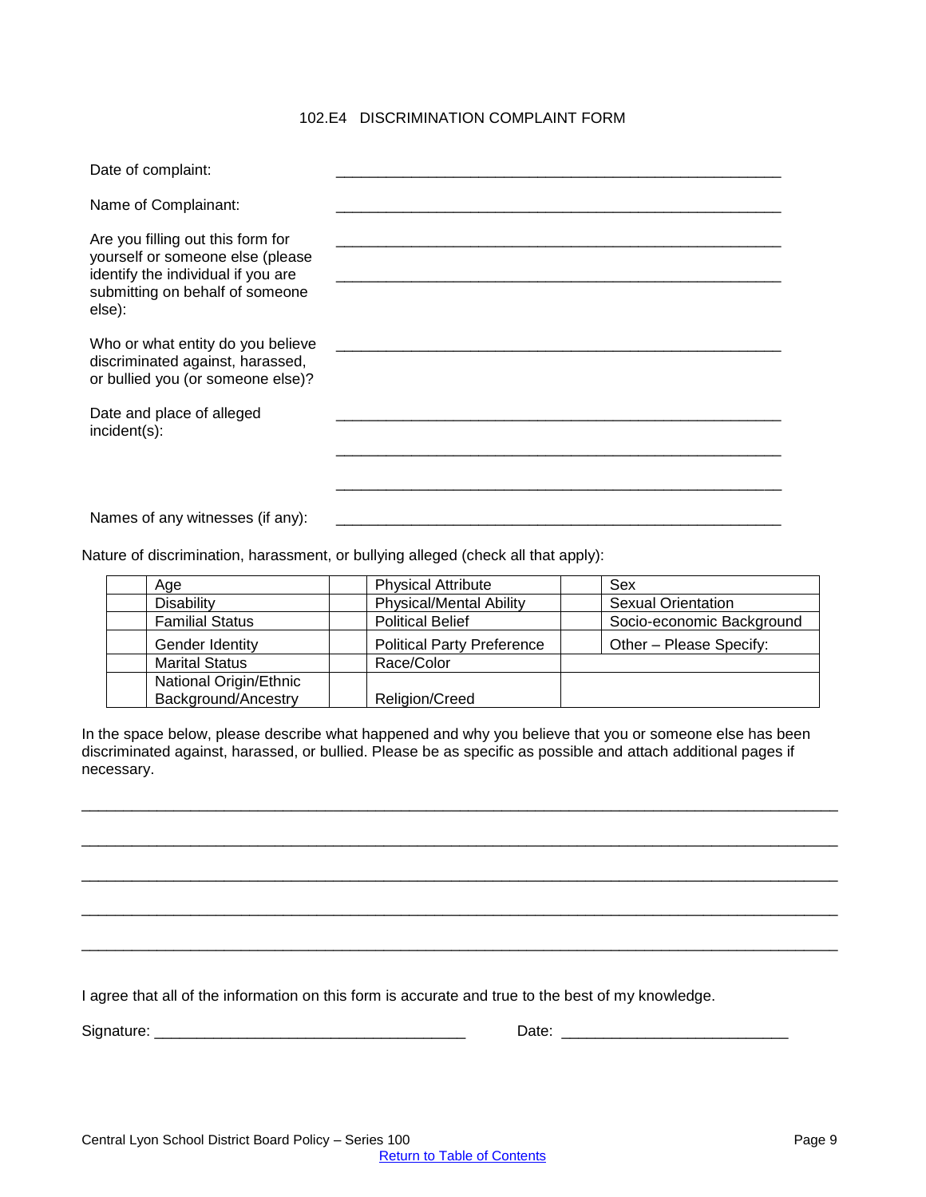## 102.E4 DISCRIMINATION COMPLAINT FORM

Date of complaint: ______________________________________________________

Name of Complainant: ______________________________________________________

Are you filling out this form for yourself or someone else (please identify the individual if you are submitting on behalf of someone else): ______________________________________________________

______________________________________________________

Who or what entity do you believe discriminated against, harassed, or bullied you (or someone else)? ______________________________________________________

Date and place of alleged incident(s): ______________________________________________________

______________________________________________________

______________________________________________________

Names of any witnesses (if any): ______________________________________________________

Nature of discrimination, harassment, or bullying alleged (check all that apply):

| | Age | | Physical Attribute | | Sex |
|---|---|---|---|---|---|
| | Disability | | Physical/Mental Ability | | Sexual Orientation |
| | Familial Status | | Political Belief | | Socio-economic Background |
| | Gender Identity | | Political Party Preference | | Other – Please Specify: |
| | Marital Status | | Race/Color | | |
| | National Origin/Ethnic Background/Ancestry | | Religion/Creed | | |

In the space below, please describe what happened and why you believe that you or someone else has been discriminated against, harassed, or bullied. Please be as specific as possible and attach additional pages if necessary.

______________________________________________________________________________

______________________________________________________________________________

______________________________________________________________________________

______________________________________________________________________________

______________________________________________________________________________

I agree that all of the information on this form is accurate and true to the best of my knowledge.

Signature: ____________________________________ Date: __________________________

Central Lyon School District Board Policy – Series 100

Return to Table of Contents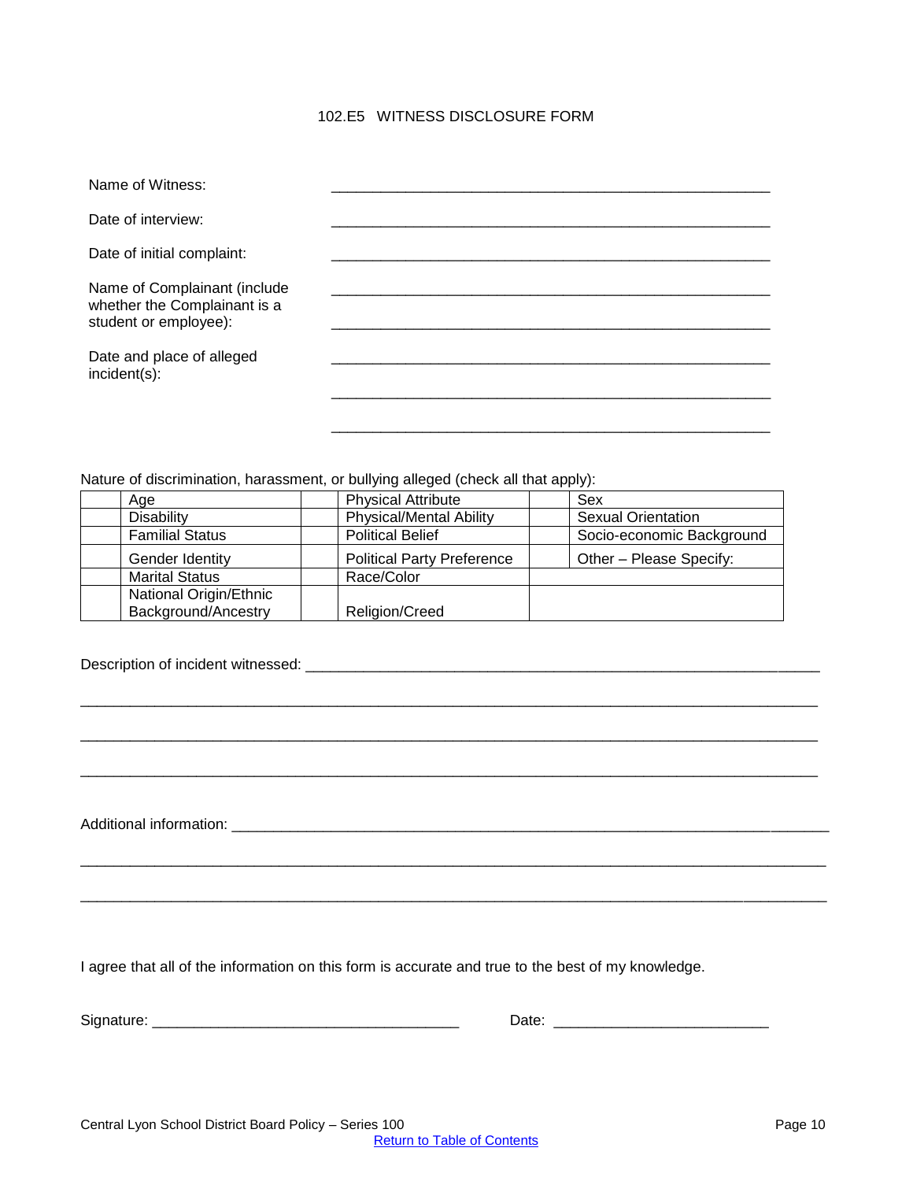# 102.E5 WITNESS DISCLOSURE FORM

Name of Witness: _______________________________________________

Date of interview: _______________________________________________

Date of initial complaint: _______________________________________________

Name of Complainant (include whether the Complainant is a student or employee): _______________________________________________

_______________________________________________

Date and place of alleged incident(s): _______________________________________________

_______________________________________________

_______________________________________________

Nature of discrimination, harassment, or bullying alleged (check all that apply):

| | | | | | |
|---|---|---|---|---|---|
| | Age | | Physical Attribute | | Sex |
| | Disability | | Physical/Mental Ability | | Sexual Orientation |
| | Familial Status | | Political Belief | | Socio-economic Background |
| | Gender Identity | | Political Party Preference | | Other – Please Specify: |
| | Marital Status | | Race/Color | | |
| | National Origin/Ethnic Background/Ancestry | | Religion/Creed | | |

Description of incident witnessed: _______________________________________________

_______________________________________________

_______________________________________________

_______________________________________________

Additional information: _______________________________________________

_______________________________________________

_______________________________________________

I agree that all of the information on this form is accurate and true to the best of my knowledge.

Signature: ____________________________________ Date: _________________________

Central Lyon School District Board Policy – Series 100

Return to Table of Contents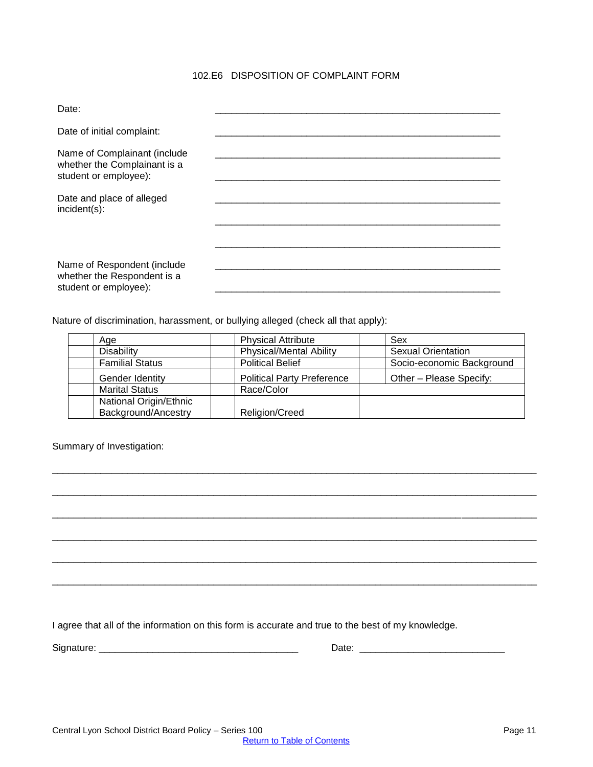# 102.E6 DISPOSITION OF COMPLAINT FORM

Date: ______________________________________________________

Date of initial complaint: ______________________________________________________

Name of Complainant (include whether the Complainant is a student or employee): ______________________________________________________

______________________________________________________

Date and place of alleged incident(s): ______________________________________________________

______________________________________________________

______________________________________________________

Name of Respondent (include whether the Respondent is a student or employee): ______________________________________________________

______________________________________________________

Nature of discrimination, harassment, or bullying alleged (check all that apply):

| | | | | | |
|---|---|---|---|---|---|
| | Age | | Physical Attribute | | Sex |
| | Disability | | Physical/Mental Ability | | Sexual Orientation |
| | Familial Status | | Political Belief | | Socio-economic Background |
| | Gender Identity | | Political Party Preference | | Other – Please Specify: |
| | Marital Status | | Race/Color | | |
| | National Origin/Ethnic Background/Ancestry | | Religion/Creed | | |

Summary of Investigation:

______________________________________________________________________________

______________________________________________________________________________

______________________________________________________________________________

______________________________________________________________________________

______________________________________________________________________________

______________________________________________________________________________

I agree that all of the information on this form is accurate and true to the best of my knowledge.

Signature: ____________________________________ Date: __________________________

Central Lyon School District Board Policy – Series 100

[Return to Table of Contents](#)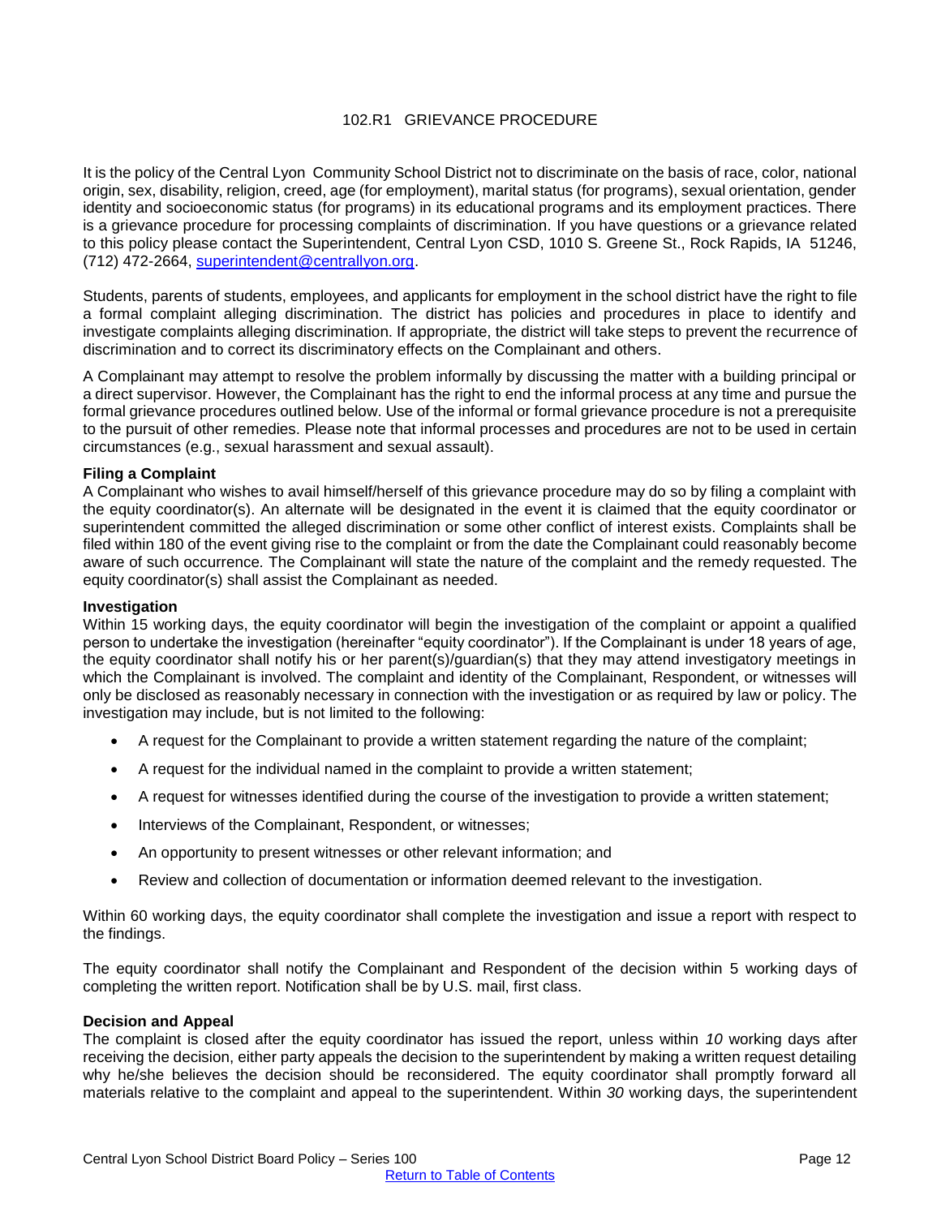## 102.R1 GRIEVANCE PROCEDURE

It is the policy of the Central Lyon Community School District not to discriminate on the basis of race, color, national origin, sex, disability, religion, creed, age (for employment), marital status (for programs), sexual orientation, gender identity and socioeconomic status (for programs) in its educational programs and its employment practices. There is a grievance procedure for processing complaints of discrimination. If you have questions or a grievance related to this policy please contact the Superintendent, Central Lyon CSD, 1010 S. Greene St., Rock Rapids, IA 51246, (712) 472-2664, superintendent@centrallyon.org.

Students, parents of students, employees, and applicants for employment in the school district have the right to file a formal complaint alleging discrimination. The district has policies and procedures in place to identify and investigate complaints alleging discrimination. If appropriate, the district will take steps to prevent the recurrence of discrimination and to correct its discriminatory effects on the Complainant and others.

A Complainant may attempt to resolve the problem informally by discussing the matter with a building principal or a direct supervisor. However, the Complainant has the right to end the informal process at any time and pursue the formal grievance procedures outlined below. Use of the informal or formal grievance procedure is not a prerequisite to the pursuit of other remedies. Please note that informal processes and procedures are not to be used in certain circumstances (e.g., sexual harassment and sexual assault).

**Filing a Complaint**
A Complainant who wishes to avail himself/herself of this grievance procedure may do so by filing a complaint with the equity coordinator(s). An alternate will be designated in the event it is claimed that the equity coordinator or superintendent committed the alleged discrimination or some other conflict of interest exists. Complaints shall be filed within 180 of the event giving rise to the complaint or from the date the Complainant could reasonably become aware of such occurrence. The Complainant will state the nature of the complaint and the remedy requested. The equity coordinator(s) shall assist the Complainant as needed.

**Investigation**
Within 15 working days, the equity coordinator will begin the investigation of the complaint or appoint a qualified person to undertake the investigation (hereinafter "equity coordinator"). If the Complainant is under 18 years of age, the equity coordinator shall notify his or her parent(s)/guardian(s) that they may attend investigatory meetings in which the Complainant is involved. The complaint and identity of the Complainant, Respondent, or witnesses will only be disclosed as reasonably necessary in connection with the investigation or as required by law or policy. The investigation may include, but is not limited to the following:

- A request for the Complainant to provide a written statement regarding the nature of the complaint;
- A request for the individual named in the complaint to provide a written statement;
- A request for witnesses identified during the course of the investigation to provide a written statement;
- Interviews of the Complainant, Respondent, or witnesses;
- An opportunity to present witnesses or other relevant information; and
- Review and collection of documentation or information deemed relevant to the investigation.

Within 60 working days, the equity coordinator shall complete the investigation and issue a report with respect to the findings.

The equity coordinator shall notify the Complainant and Respondent of the decision within 5 working days of completing the written report. Notification shall be by U.S. mail, first class.

**Decision and Appeal**
The complaint is closed after the equity coordinator has issued the report, unless within *10* working days after receiving the decision, either party appeals the decision to the superintendent by making a written request detailing why he/she believes the decision should be reconsidered. The equity coordinator shall promptly forward all materials relative to the complaint and appeal to the superintendent. Within *30* working days, the superintendent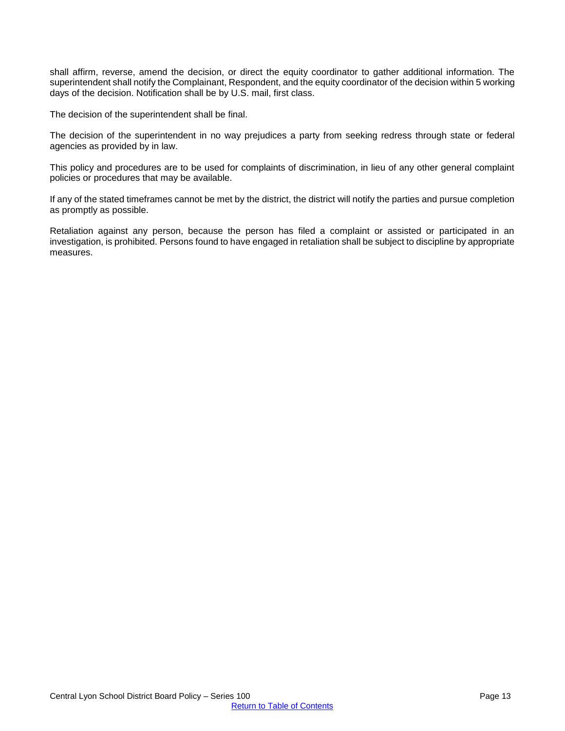shall affirm, reverse, amend the decision, or direct the equity coordinator to gather additional information. The superintendent shall notify the Complainant, Respondent, and the equity coordinator of the decision within 5 working days of the decision. Notification shall be by U.S. mail, first class.

The decision of the superintendent shall be final.

The decision of the superintendent in no way prejudices a party from seeking redress through state or federal agencies as provided by in law.

This policy and procedures are to be used for complaints of discrimination, in lieu of any other general complaint policies or procedures that may be available.

If any of the stated timeframes cannot be met by the district, the district will notify the parties and pursue completion as promptly as possible.

Retaliation against any person, because the person has filed a complaint or assisted or participated in an investigation, is prohibited. Persons found to have engaged in retaliation shall be subject to discipline by appropriate measures.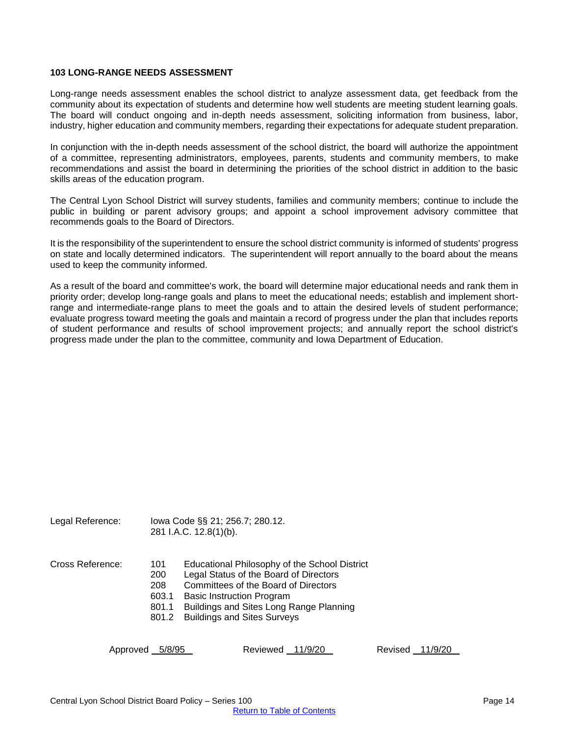**103 LONG-RANGE NEEDS ASSESSMENT**

Long-range needs assessment enables the school district to analyze assessment data, get feedback from the community about its expectation of students and determine how well students are meeting student learning goals. The board will conduct ongoing and in-depth needs assessment, soliciting information from business, labor, industry, higher education and community members, regarding their expectations for adequate student preparation.

In conjunction with the in-depth needs assessment of the school district, the board will authorize the appointment of a committee, representing administrators, employees, parents, students and community members, to make recommendations and assist the board in determining the priorities of the school district in addition to the basic skills areas of the education program.

The Central Lyon School District will survey students, families and community members; continue to include the public in building or parent advisory groups; and appoint a school improvement advisory committee that recommends goals to the Board of Directors.

It is the responsibility of the superintendent to ensure the school district community is informed of students' progress on state and locally determined indicators. The superintendent will report annually to the board about the means used to keep the community informed.

As a result of the board and committee's work, the board will determine major educational needs and rank them in priority order; develop long-range goals and plans to meet the educational needs; establish and implement short-range and intermediate-range plans to meet the goals and to attain the desired levels of student performance; evaluate progress toward meeting the goals and maintain a record of progress under the plan that includes reports of student performance and results of school improvement projects; and annually report the school district's progress made under the plan to the committee, community and Iowa Department of Education.

Legal Reference: Iowa Code §§ 21; 256.7; 280.12.
281 I.A.C. 12.8(1)(b).

Cross Reference:
- 101 Educational Philosophy of the School District
- 200 Legal Status of the Board of Directors
- 208 Committees of the Board of Directors
- 603.1 Basic Instruction Program
- 801.1 Buildings and Sites Long Range Planning
- 801.2 Buildings and Sites Surveys

Approved 5/8/95 Reviewed 11/9/20 Revised 11/9/20

Return to Table of Contents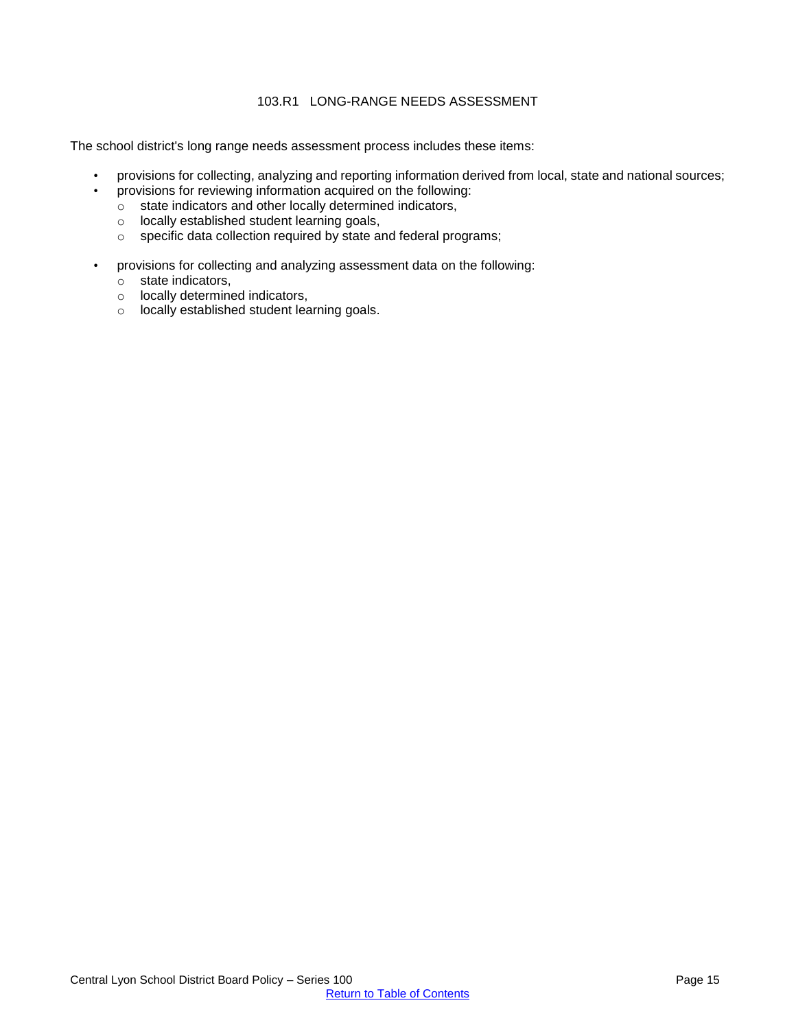## 103.R1 LONG-RANGE NEEDS ASSESSMENT

The school district's long range needs assessment process includes these items:

- provisions for collecting, analyzing and reporting information derived from local, state and national sources;
- provisions for reviewing information acquired on the following:
  - state indicators and other locally determined indicators,
  - locally established student learning goals,
  - specific data collection required by state and federal programs;
- provisions for collecting and analyzing assessment data on the following:
  - state indicators,
  - locally determined indicators,
  - locally established student learning goals.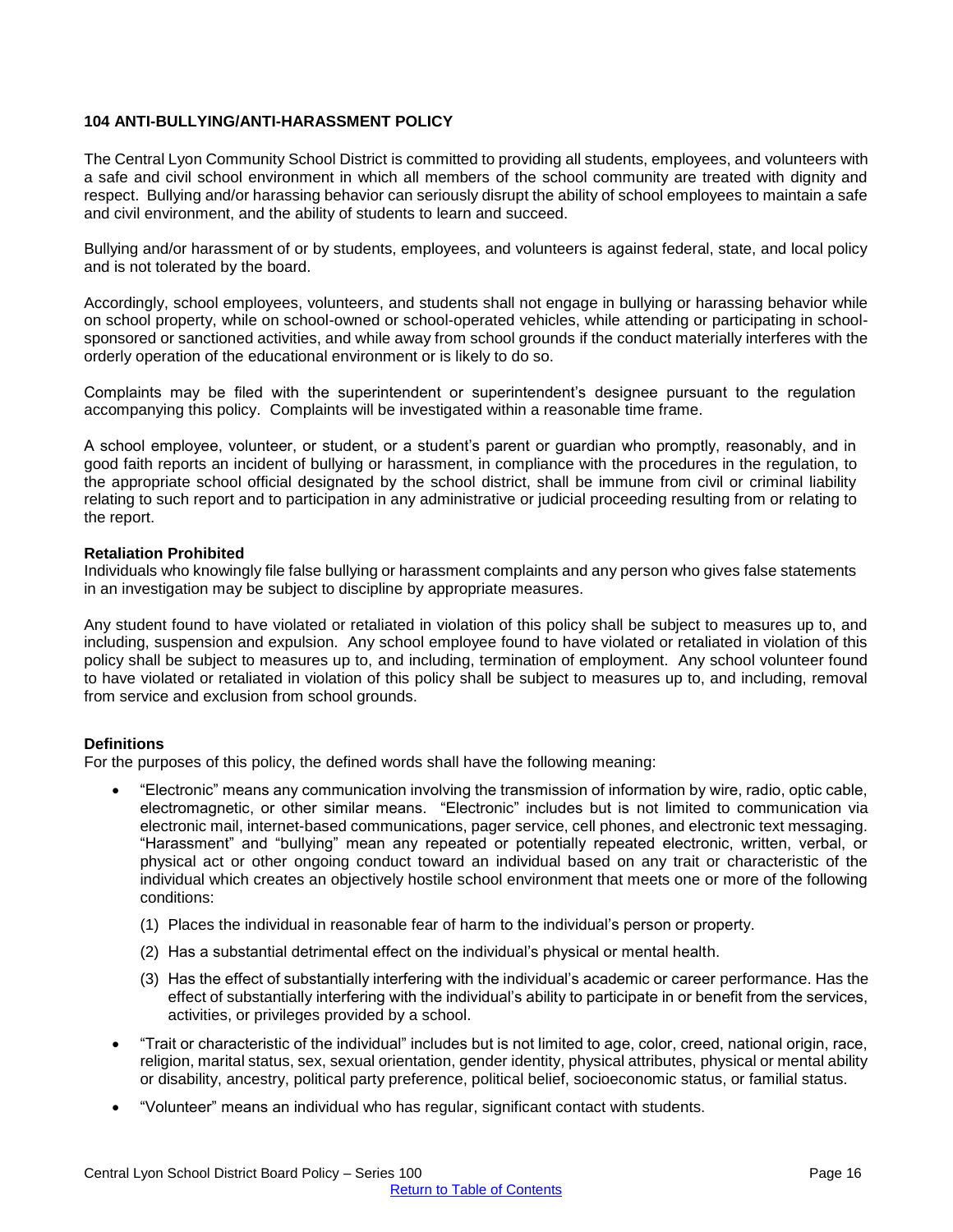## 104 ANTI-BULLYING/ANTI-HARASSMENT POLICY

The Central Lyon Community School District is committed to providing all students, employees, and volunteers with a safe and civil school environment in which all members of the school community are treated with dignity and respect. Bullying and/or harassing behavior can seriously disrupt the ability of school employees to maintain a safe and civil environment, and the ability of students to learn and succeed.

Bullying and/or harassment of or by students, employees, and volunteers is against federal, state, and local policy and is not tolerated by the board.

Accordingly, school employees, volunteers, and students shall not engage in bullying or harassing behavior while on school property, while on school-owned or school-operated vehicles, while attending or participating in school-sponsored or sanctioned activities, and while away from school grounds if the conduct materially interferes with the orderly operation of the educational environment or is likely to do so.

Complaints may be filed with the superintendent or superintendent's designee pursuant to the regulation accompanying this policy. Complaints will be investigated within a reasonable time frame.

A school employee, volunteer, or student, or a student's parent or guardian who promptly, reasonably, and in good faith reports an incident of bullying or harassment, in compliance with the procedures in the regulation, to the appropriate school official designated by the school district, shall be immune from civil or criminal liability relating to such report and to participation in any administrative or judicial proceeding resulting from or relating to the report.

**Retaliation Prohibited**
Individuals who knowingly file false bullying or harassment complaints and any person who gives false statements in an investigation may be subject to discipline by appropriate measures.

Any student found to have violated or retaliated in violation of this policy shall be subject to measures up to, and including, suspension and expulsion. Any school employee found to have violated or retaliated in violation of this policy shall be subject to measures up to, and including, termination of employment. Any school volunteer found to have violated or retaliated in violation of this policy shall be subject to measures up to, and including, removal from service and exclusion from school grounds.

**Definitions**
For the purposes of this policy, the defined words shall have the following meaning:

- "Electronic" means any communication involving the transmission of information by wire, radio, optic cable, electromagnetic, or other similar means. "Electronic" includes but is not limited to communication via electronic mail, internet-based communications, pager service, cell phones, and electronic text messaging. "Harassment" and "bullying" mean any repeated or potentially repeated electronic, written, verbal, or physical act or other ongoing conduct toward an individual based on any trait or characteristic of the individual which creates an objectively hostile school environment that meets one or more of the following conditions:
  1. Places the individual in reasonable fear of harm to the individual's person or property.
  2. Has a substantial detrimental effect on the individual's physical or mental health.
  3. Has the effect of substantially interfering with the individual's academic or career performance. Has the effect of substantially interfering with the individual's ability to participate in or benefit from the services, activities, or privileges provided by a school.
- "Trait or characteristic of the individual" includes but is not limited to age, color, creed, national origin, race, religion, marital status, sex, sexual orientation, gender identity, physical attributes, physical or mental ability or disability, ancestry, political party preference, political belief, socioeconomic status, or familial status.
- "Volunteer" means an individual who has regular, significant contact with students.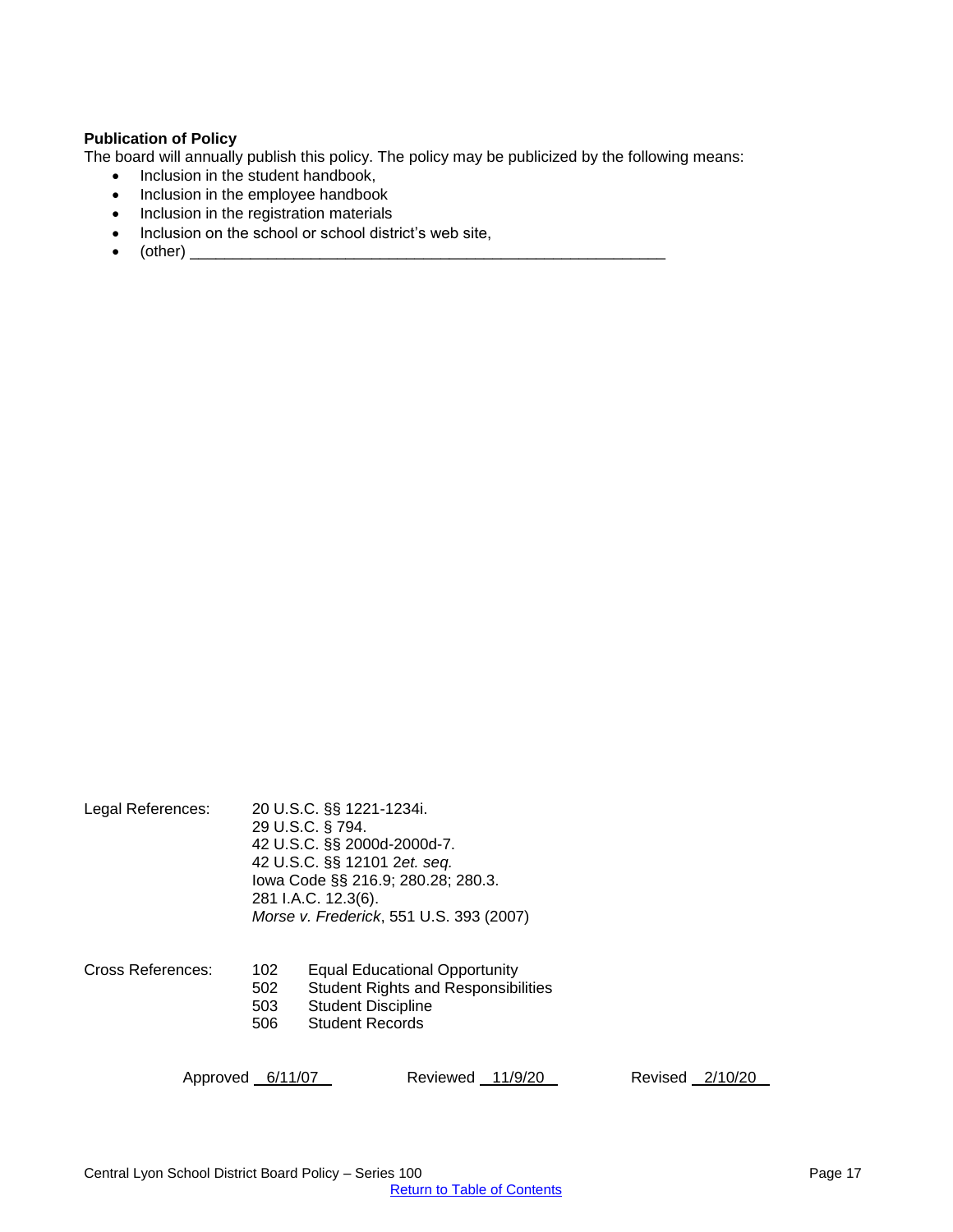**Publication of Policy**

The board will annually publish this policy. The policy may be publicized by the following means:

- Inclusion in the student handbook,
- Inclusion in the employee handbook
- Inclusion in the registration materials
- Inclusion on the school or school district's web site,
- (other) ________________________________________________________

Legal References:
20 U.S.C. §§ 1221-1234i.
29 U.S.C. § 794.
42 U.S.C. §§ 2000d-2000d-7.
42 U.S.C. §§ 12101 2*et. seq.*
Iowa Code §§ 216.9; 280.28; 280.3.
281 I.A.C. 12.3(6).
*Morse v. Frederick*, 551 U.S. 393 (2007)

Cross References:
102 Equal Educational Opportunity
502 Student Rights and Responsibilities
503 Student Discipline
506 Student Records

Approved 6/11/07 Reviewed 11/9/20 Revised 2/10/20

Return to Table of Contents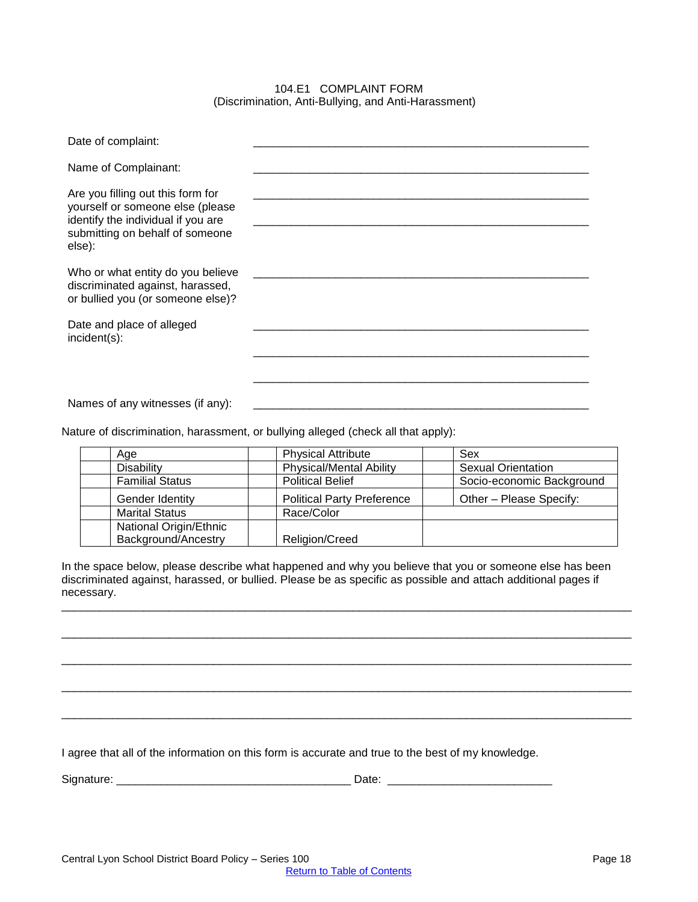# 104.E1 COMPLAINT FORM
(Discrimination, Anti-Bullying, and Anti-Harassment)

Date of complaint: _______________________________________________

Name of Complainant: _______________________________________________

Are you filling out this form for yourself or someone else (please identify the individual if you are submitting on behalf of someone else): _______________________________________________

_______________________________________________

Who or what entity do you believe discriminated against, harassed, or bullied you (or someone else)? _______________________________________________

Date and place of alleged incident(s): _______________________________________________

_______________________________________________

_______________________________________________

Names of any witnesses (if any): _______________________________________________

Nature of discrimination, harassment, or bullying alleged (check all that apply):

| | | | | | |
|---|---|---|---|---|---|
| | Age | | Physical Attribute | | Sex |
| | Disability | | Physical/Mental Ability | | Sexual Orientation |
| | Familial Status | | Political Belief | | Socio-economic Background |
| | Gender Identity | | Political Party Preference | | Other – Please Specify: |
| | Marital Status | | Race/Color | | |
| | National Origin/Ethnic Background/Ancestry | | Religion/Creed | | |

In the space below, please describe what happened and why you believe that you or someone else has been discriminated against, harassed, or bullied. Please be as specific as possible and attach additional pages if necessary.

_______________________________________________________________________________

_______________________________________________________________________________

_______________________________________________________________________________

_______________________________________________________________________________

_______________________________________________________________________________

I agree that all of the information on this form is accurate and true to the best of my knowledge.

Signature: ___________________________________ Date: _________________________

Central Lyon School District Board Policy – Series 100

Return to Table of Contents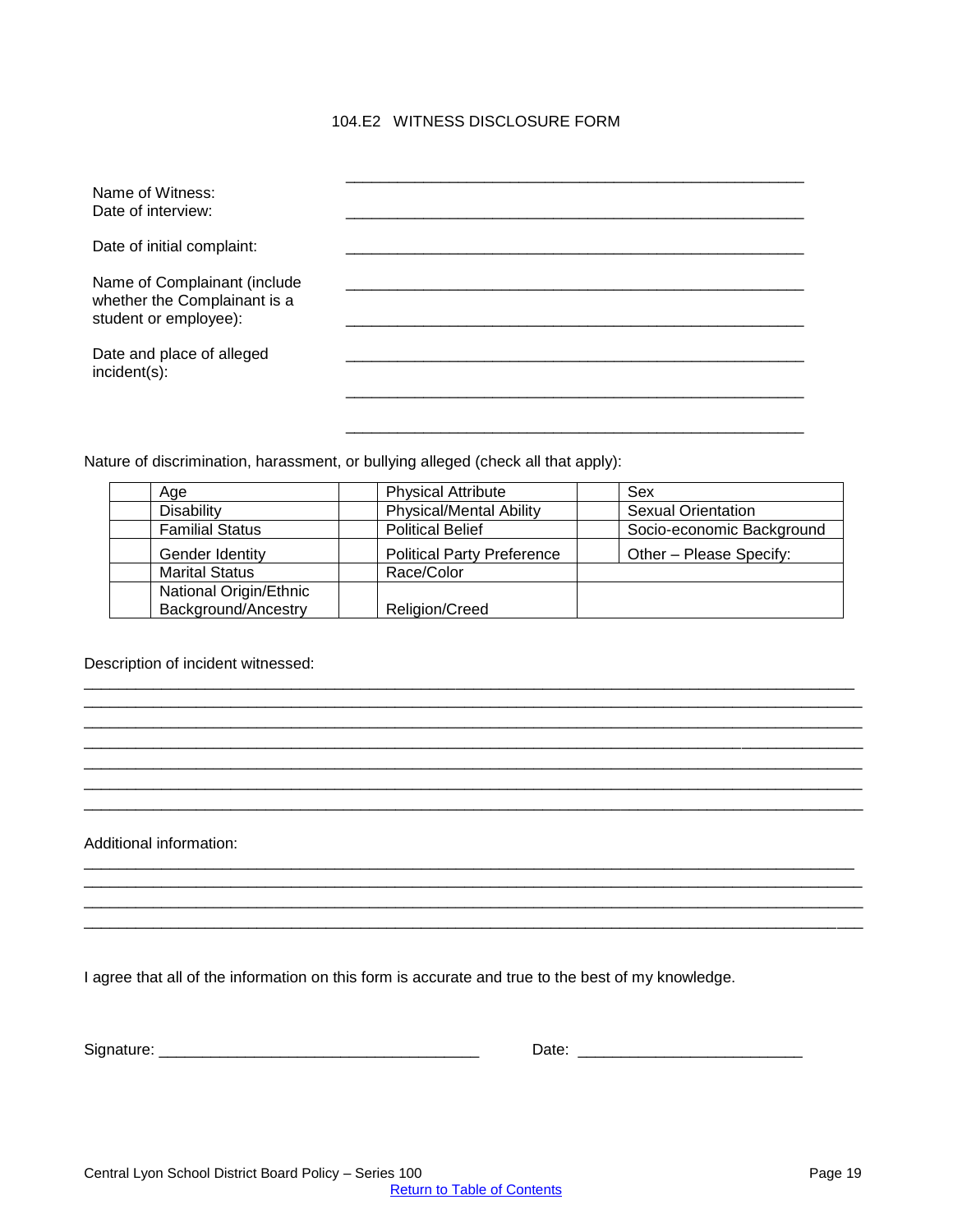## 104.E2 WITNESS DISCLOSURE FORM

Name of Witness: ____________________________________________________

Date of interview: ____________________________________________________

Date of initial complaint: ____________________________________________________

Name of Complainant (include whether the Complainant is a student or employee): ____________________________________________________

____________________________________________________

Date and place of alleged incident(s): ____________________________________________________

____________________________________________________

____________________________________________________

Nature of discrimination, harassment, or bullying alleged (check all that apply):

| | | | | | |
|---|---|---|---|---|---|
| | Age | | Physical Attribute | | Sex |
| | Disability | | Physical/Mental Ability | | Sexual Orientation |
| | Familial Status | | Political Belief | | Socio-economic Background |
| | Gender Identity | | Political Party Preference | | Other – Please Specify: |
| | Marital Status | | Race/Color | | |
| | National Origin/Ethnic Background/Ancestry | | Religion/Creed | | |

Description of incident witnessed:

______________________________________________________________________________

______________________________________________________________________________

______________________________________________________________________________

______________________________________________________________________________

______________________________________________________________________________

______________________________________________________________________________

______________________________________________________________________________

Additional information:

______________________________________________________________________________

______________________________________________________________________________

______________________________________________________________________________

______________________________________________________________________________

I agree that all of the information on this form is accurate and true to the best of my knowledge.

Signature: ____________________________________ Date: __________________________

Central Lyon School District Board Policy – Series 100

Return to Table of Contents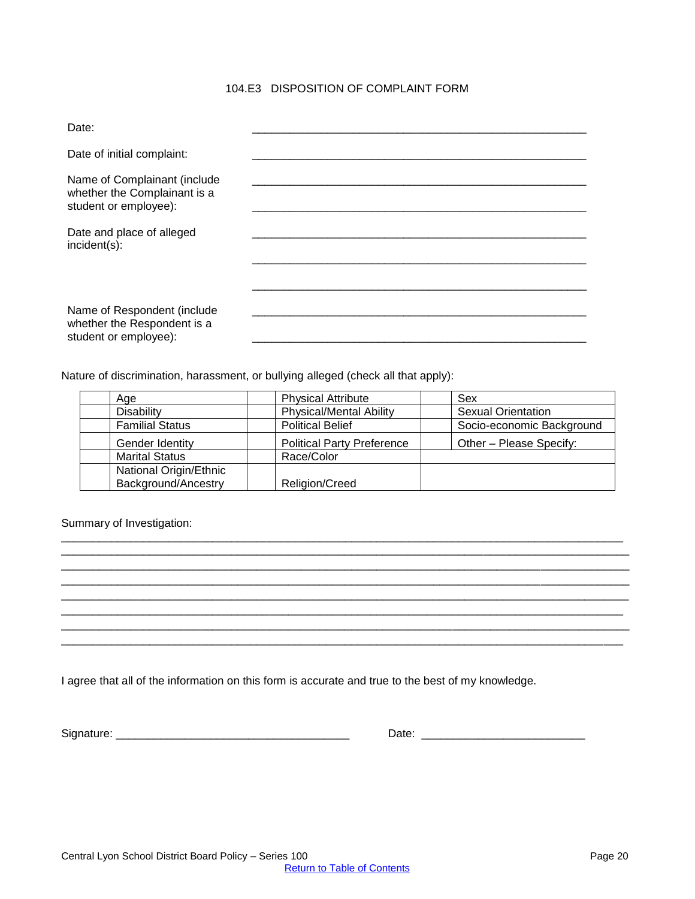# 104.E3 DISPOSITION OF COMPLAINT FORM

Date: ______________________________________________________

Date of initial complaint: ______________________________________________________

Name of Complainant (include whether the Complainant is a student or employee): ______________________________________________________

______________________________________________________

Date and place of alleged incident(s): ______________________________________________________

______________________________________________________

______________________________________________________

Name of Respondent (include whether the Respondent is a student or employee): ______________________________________________________

______________________________________________________

Nature of discrimination, harassment, or bullying alleged (check all that apply):

| | Age | | Physical Attribute | | Sex |
|---|---|---|---|---|---|
| | Disability | | Physical/Mental Ability | | Sexual Orientation |
| | Familial Status | | Political Belief | | Socio-economic Background |
| | Gender Identity | | Political Party Preference | | Other – Please Specify: |
| | Marital Status | | Race/Color | | |
| | National Origin/Ethnic Background/Ancestry | | Religion/Creed | | |

Summary of Investigation:

__________________________________________________________________________________________

__________________________________________________________________________________________

__________________________________________________________________________________________

__________________________________________________________________________________________

__________________________________________________________________________________________

__________________________________________________________________________________________

__________________________________________________________________________________________

__________________________________________________________________________________________

I agree that all of the information on this form is accurate and true to the best of my knowledge.

Signature: ____________________________________ Date: _________________________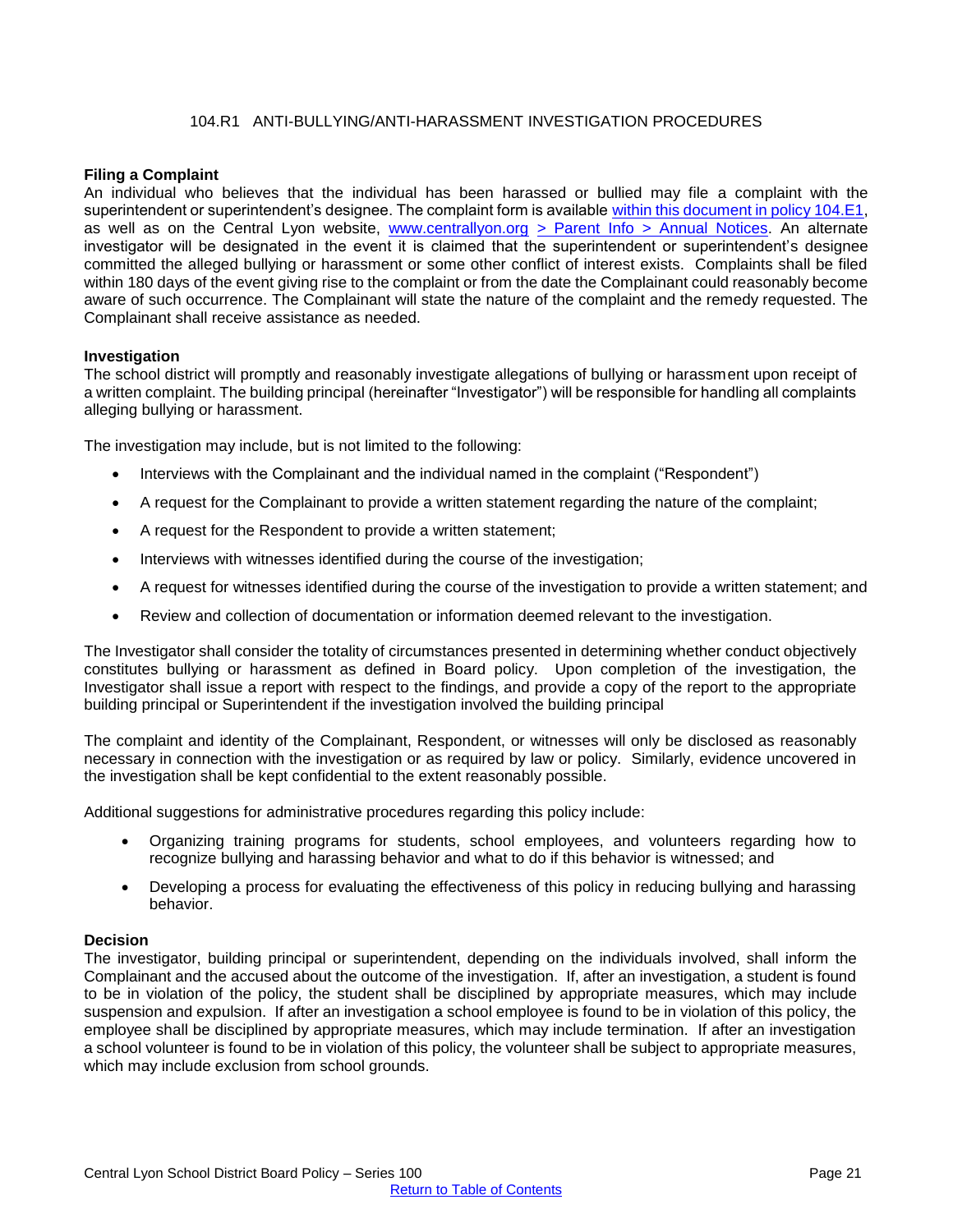# 104.R1 ANTI-BULLYING/ANTI-HARASSMENT INVESTIGATION PROCEDURES

**Filing a Complaint**

An individual who believes that the individual has been harassed or bullied may file a complaint with the superintendent or superintendent's designee. The complaint form is available within this document in policy 104.E1, as well as on the Central Lyon website, www.centrallyon.org > Parent Info > Annual Notices. An alternate investigator will be designated in the event it is claimed that the superintendent or superintendent's designee committed the alleged bullying or harassment or some other conflict of interest exists. Complaints shall be filed within 180 days of the event giving rise to the complaint or from the date the Complainant could reasonably become aware of such occurrence. The Complainant will state the nature of the complaint and the remedy requested. The Complainant shall receive assistance as needed.

**Investigation**

The school district will promptly and reasonably investigate allegations of bullying or harassment upon receipt of a written complaint. The building principal (hereinafter "Investigator") will be responsible for handling all complaints alleging bullying or harassment.

The investigation may include, but is not limited to the following:

- Interviews with the Complainant and the individual named in the complaint ("Respondent")
- A request for the Complainant to provide a written statement regarding the nature of the complaint;
- A request for the Respondent to provide a written statement;
- Interviews with witnesses identified during the course of the investigation;
- A request for witnesses identified during the course of the investigation to provide a written statement; and
- Review and collection of documentation or information deemed relevant to the investigation.

The Investigator shall consider the totality of circumstances presented in determining whether conduct objectively constitutes bullying or harassment as defined in Board policy. Upon completion of the investigation, the Investigator shall issue a report with respect to the findings, and provide a copy of the report to the appropriate building principal or Superintendent if the investigation involved the building principal

The complaint and identity of the Complainant, Respondent, or witnesses will only be disclosed as reasonably necessary in connection with the investigation or as required by law or policy. Similarly, evidence uncovered in the investigation shall be kept confidential to the extent reasonably possible.

Additional suggestions for administrative procedures regarding this policy include:

- Organizing training programs for students, school employees, and volunteers regarding how to recognize bullying and harassing behavior and what to do if this behavior is witnessed; and
- Developing a process for evaluating the effectiveness of this policy in reducing bullying and harassing behavior.

**Decision**

The investigator, building principal or superintendent, depending on the individuals involved, shall inform the Complainant and the accused about the outcome of the investigation. If, after an investigation, a student is found to be in violation of the policy, the student shall be disciplined by appropriate measures, which may include suspension and expulsion. If after an investigation a school employee is found to be in violation of this policy, the employee shall be disciplined by appropriate measures, which may include termination. If after an investigation a school volunteer is found to be in violation of this policy, the volunteer shall be subject to appropriate measures, which may include exclusion from school grounds.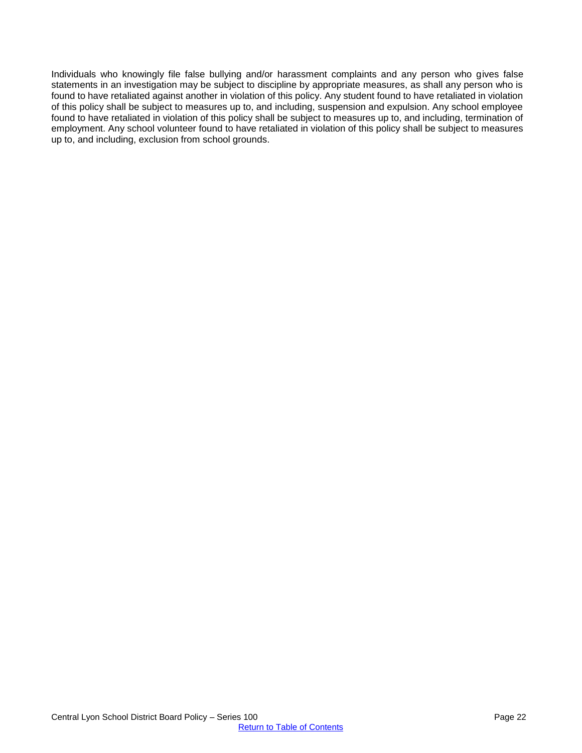Individuals who knowingly file false bullying and/or harassment complaints and any person who gives false statements in an investigation may be subject to discipline by appropriate measures, as shall any person who is found to have retaliated against another in violation of this policy. Any student found to have retaliated in violation of this policy shall be subject to measures up to, and including, suspension and expulsion. Any school employee found to have retaliated in violation of this policy shall be subject to measures up to, and including, termination of employment. Any school volunteer found to have retaliated in violation of this policy shall be subject to measures up to, and including, exclusion from school grounds.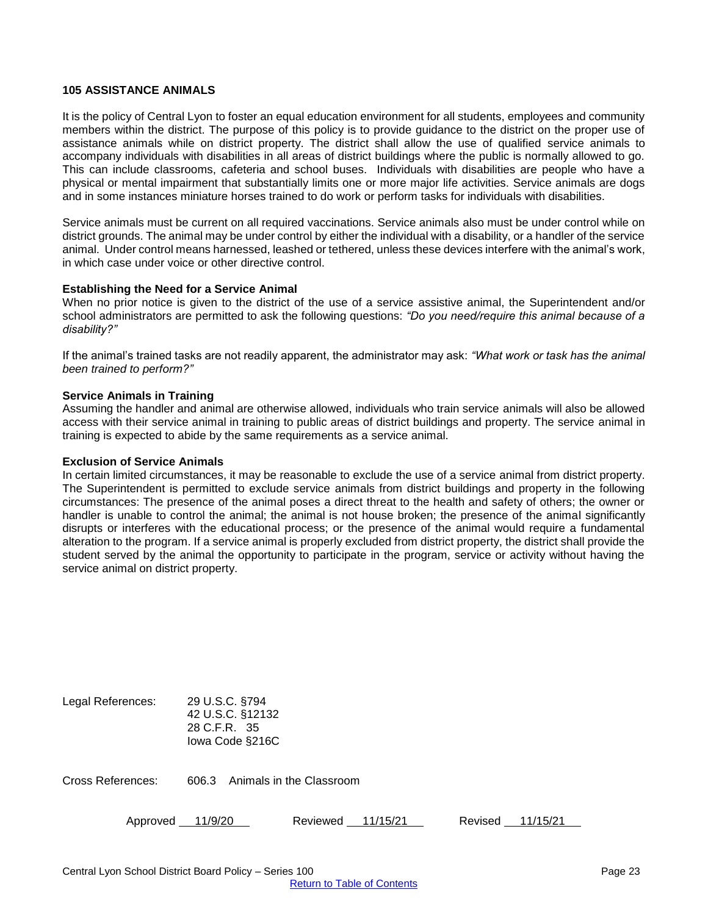## 105 ASSISTANCE ANIMALS

It is the policy of Central Lyon to foster an equal education environment for all students, employees and community members within the district. The purpose of this policy is to provide guidance to the district on the proper use of assistance animals while on district property. The district shall allow the use of qualified service animals to accompany individuals with disabilities in all areas of district buildings where the public is normally allowed to go. This can include classrooms, cafeteria and school buses. Individuals with disabilities are people who have a physical or mental impairment that substantially limits one or more major life activities. Service animals are dogs and in some instances miniature horses trained to do work or perform tasks for individuals with disabilities.

Service animals must be current on all required vaccinations. Service animals also must be under control while on district grounds. The animal may be under control by either the individual with a disability, or a handler of the service animal. Under control means harnessed, leashed or tethered, unless these devices interfere with the animal's work, in which case under voice or other directive control.

**Establishing the Need for a Service Animal**

When no prior notice is given to the district of the use of a service assistive animal, the Superintendent and/or school administrators are permitted to ask the following questions: *"Do you need/require this animal because of a disability?"*

If the animal's trained tasks are not readily apparent, the administrator may ask: *"What work or task has the animal been trained to perform?"*

**Service Animals in Training**

Assuming the handler and animal are otherwise allowed, individuals who train service animals will also be allowed access with their service animal in training to public areas of district buildings and property. The service animal in training is expected to abide by the same requirements as a service animal.

**Exclusion of Service Animals**

In certain limited circumstances, it may be reasonable to exclude the use of a service animal from district property. The Superintendent is permitted to exclude service animals from district buildings and property in the following circumstances: The presence of the animal poses a direct threat to the health and safety of others; the owner or handler is unable to control the animal; the animal is not house broken; the presence of the animal significantly disrupts or interferes with the educational process; or the presence of the animal would require a fundamental alteration to the program. If a service animal is properly excluded from district property, the district shall provide the student served by the animal the opportunity to participate in the program, service or activity without having the service animal on district property.

Legal References: 29 U.S.C. §794
42 U.S.C. §12132
28 C.F.R. 35
Iowa Code §216C

Cross References: 606.3 Animals in the Classroom

Approved 11/9/20 Reviewed 11/15/21 Revised 11/15/21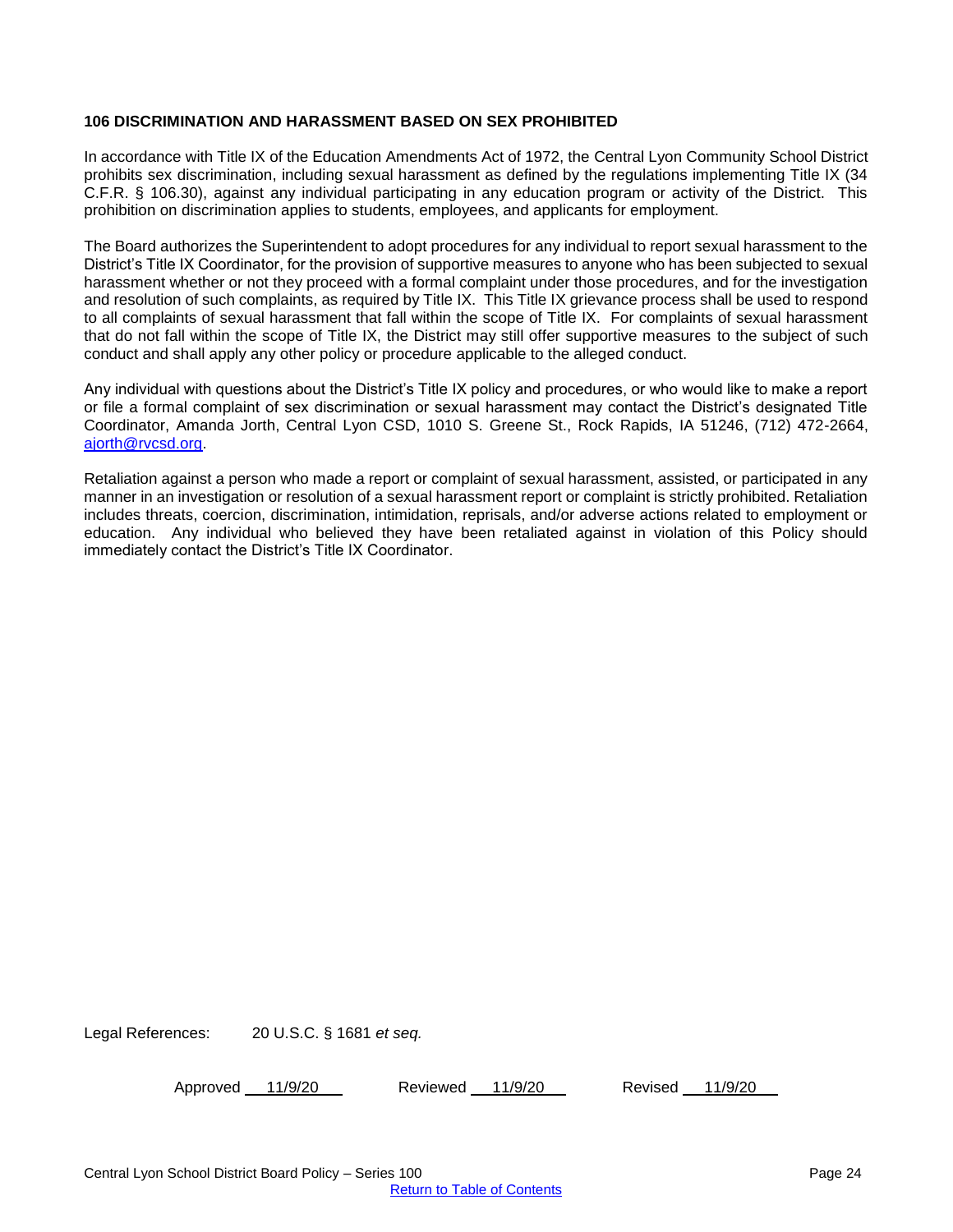**106 DISCRIMINATION AND HARASSMENT BASED ON SEX PROHIBITED**

In accordance with Title IX of the Education Amendments Act of 1972, the Central Lyon Community School District prohibits sex discrimination, including sexual harassment as defined by the regulations implementing Title IX (34 C.F.R. § 106.30), against any individual participating in any education program or activity of the District. This prohibition on discrimination applies to students, employees, and applicants for employment.

The Board authorizes the Superintendent to adopt procedures for any individual to report sexual harassment to the District's Title IX Coordinator, for the provision of supportive measures to anyone who has been subjected to sexual harassment whether or not they proceed with a formal complaint under those procedures, and for the investigation and resolution of such complaints, as required by Title IX. This Title IX grievance process shall be used to respond to all complaints of sexual harassment that fall within the scope of Title IX. For complaints of sexual harassment that do not fall within the scope of Title IX, the District may still offer supportive measures to the subject of such conduct and shall apply any other policy or procedure applicable to the alleged conduct.

Any individual with questions about the District's Title IX policy and procedures, or who would like to make a report or file a formal complaint of sex discrimination or sexual harassment may contact the District's designated Title Coordinator, Amanda Jorth, Central Lyon CSD, 1010 S. Greene St., Rock Rapids, IA 51246, (712) 472-2664, ajorth@rvcsd.org.

Retaliation against a person who made a report or complaint of sexual harassment, assisted, or participated in any manner in an investigation or resolution of a sexual harassment report or complaint is strictly prohibited. Retaliation includes threats, coercion, discrimination, intimidation, reprisals, and/or adverse actions related to employment or education. Any individual who believed they have been retaliated against in violation of this Policy should immediately contact the District's Title IX Coordinator.

Legal References: 20 U.S.C. § 1681 *et seq.*

Approved 11/9/20 Reviewed 11/9/20 Revised 11/9/20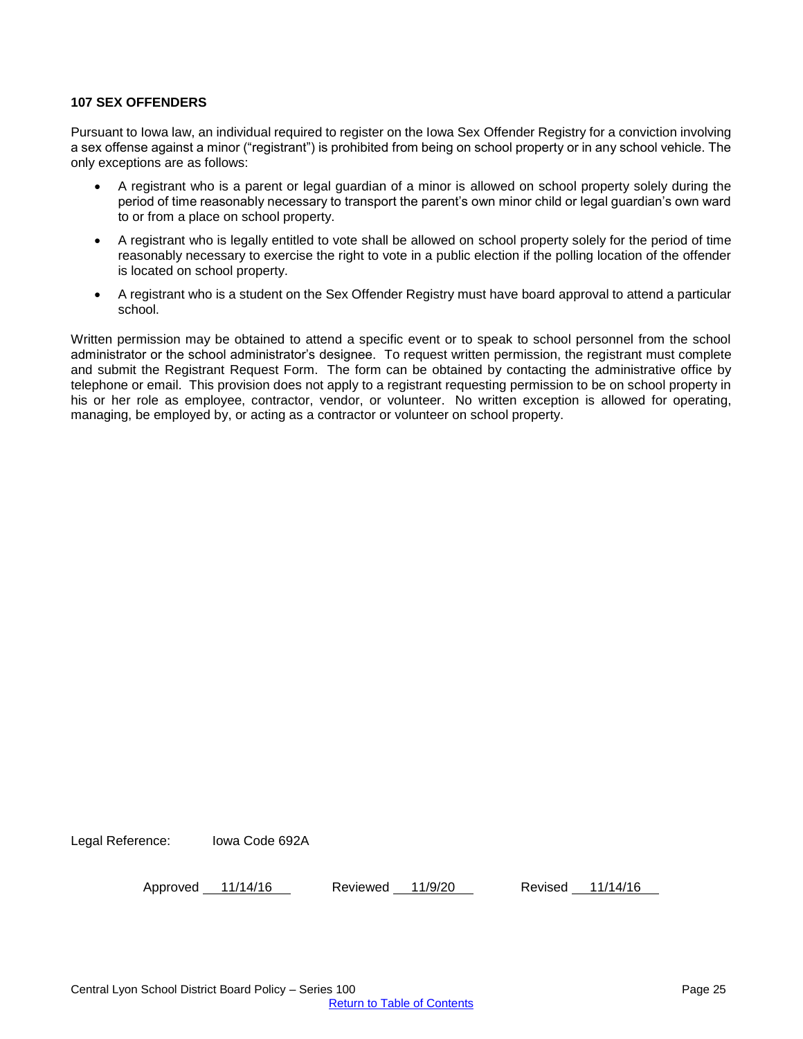## 107 SEX OFFENDERS

Pursuant to Iowa law, an individual required to register on the Iowa Sex Offender Registry for a conviction involving a sex offense against a minor ("registrant") is prohibited from being on school property or in any school vehicle. The only exceptions are as follows:

- A registrant who is a parent or legal guardian of a minor is allowed on school property solely during the period of time reasonably necessary to transport the parent's own minor child or legal guardian's own ward to or from a place on school property.
- A registrant who is legally entitled to vote shall be allowed on school property solely for the period of time reasonably necessary to exercise the right to vote in a public election if the polling location of the offender is located on school property.
- A registrant who is a student on the Sex Offender Registry must have board approval to attend a particular school.

Written permission may be obtained to attend a specific event or to speak to school personnel from the school administrator or the school administrator's designee. To request written permission, the registrant must complete and submit the Registrant Request Form. The form can be obtained by contacting the administrative office by telephone or email. This provision does not apply to a registrant requesting permission to be on school property in his or her role as employee, contractor, vendor, or volunteer. No written exception is allowed for operating, managing, be employed by, or acting as a contractor or volunteer on school property.

Legal Reference: Iowa Code 692A

Approved 11/14/16 Reviewed 11/9/20 Revised 11/14/16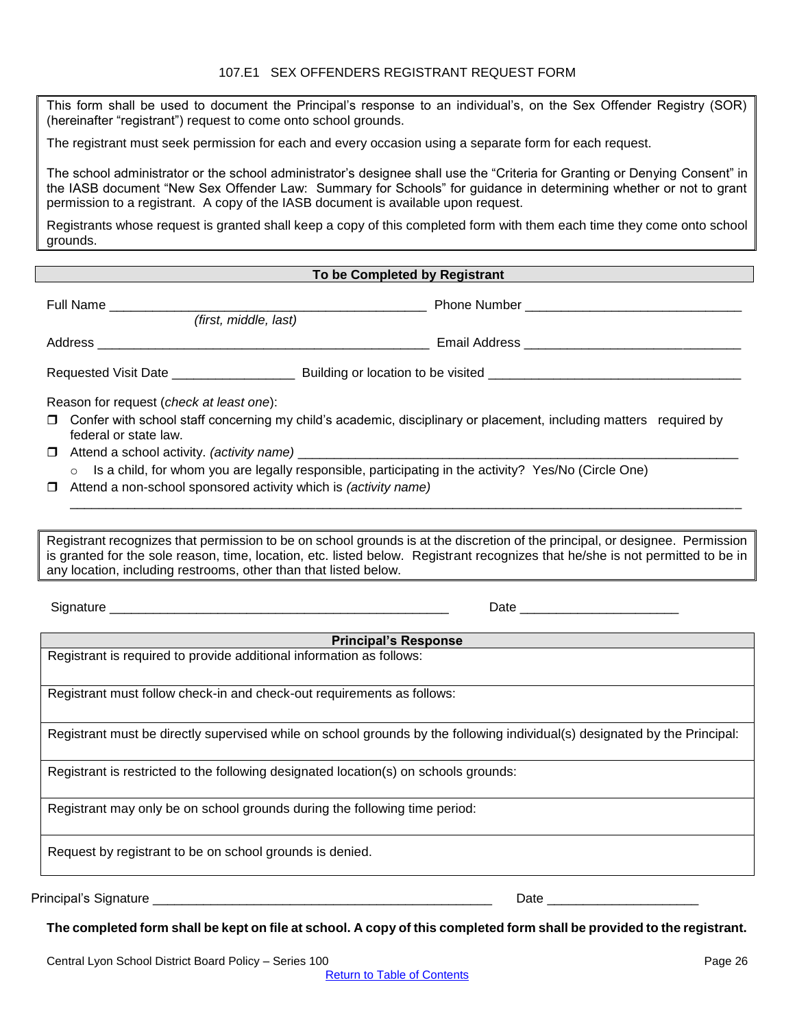# 107.E1 SEX OFFENDERS REGISTRANT REQUEST FORM

This form shall be used to document the Principal's response to an individual's, on the Sex Offender Registry (SOR) (hereinafter "registrant") request to come onto school grounds.

The registrant must seek permission for each and every occasion using a separate form for each request.

The school administrator or the school administrator's designee shall use the "Criteria for Granting or Denying Consent" in the IASB document "New Sex Offender Law: Summary for Schools" for guidance in determining whether or not to grant permission to a registrant. A copy of the IASB document is available upon request.

Registrants whose request is granted shall keep a copy of this completed form with them each time they come onto school grounds.

**To be Completed by Registrant**

Full Name _____________________________________________ Phone Number ______________________________
*(first, middle, last)*

Address _______________________________________________ Email Address ______________________________

Requested Visit Date _________________ Building or location to be visited ___________________________________

Reason for request (*check at least one*):

- ☐ Confer with school staff concerning my child's academic, disciplinary or placement, including matters required by federal or state law.
- ☐ Attend a school activity. *(activity name)* ______________________________________________________________
  - Is a child, for whom you are legally responsible, participating in the activity? Yes/No (Circle One)
- ☐ Attend a non-school sponsored activity which is *(activity name)*
  ___________________________________________________________________________________________________

Registrant recognizes that permission to be on school grounds is at the discretion of the principal, or designee. Permission is granted for the sole reason, time, location, etc. listed below. Registrant recognizes that he/she is not permitted to be in any location, including restrooms, other than that listed below.

Signature _______________________________________________ Date ______________________

| Principal's Response |
|---|
| Registrant is required to provide additional information as follows: |
| Registrant must follow check-in and check-out requirements as follows: |
| Registrant must be directly supervised while on school grounds by the following individual(s) designated by the Principal: |
| Registrant is restricted to the following designated location(s) on schools grounds: |
| Registrant may only be on school grounds during the following time period: |
| Request by registrant to be on school grounds is denied. |

Principal's Signature ________________________________________________ Date _____________________

**The completed form shall be kept on file at school. A copy of this completed form shall be provided to the registrant.**

Central Lyon School District Board Policy – Series 100

Return to Table of Contents